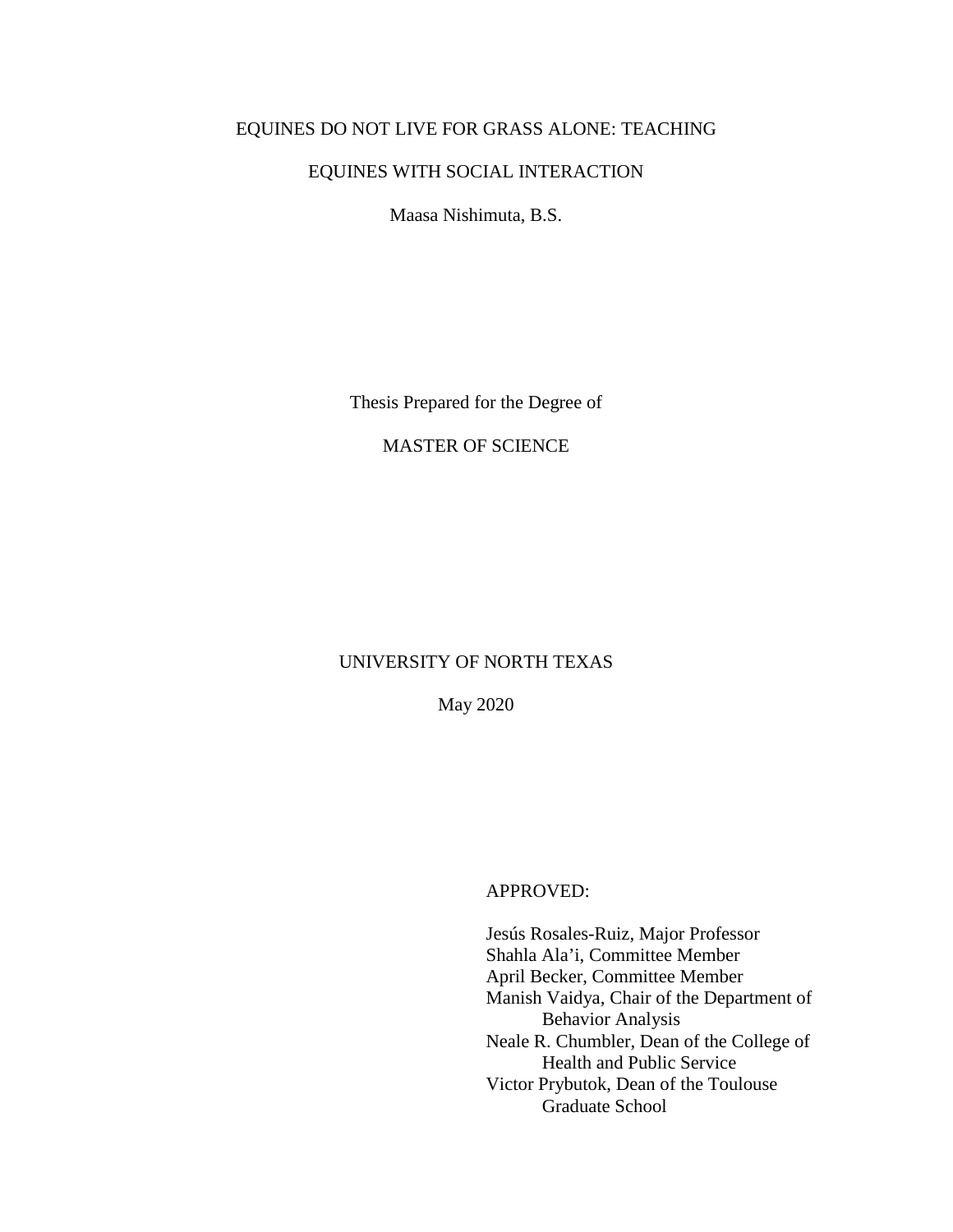# EQUINES DO NOT LIVE FOR GRASS ALONE: TEACHING EQUINES WITH SOCIAL INTERACTION

Maasa Nishimuta, B.S.

Thesis Prepared for the Degree of

MASTER OF SCIENCE

UNIVERSITY OF NORTH TEXAS

May 2020

APPROVED:

Jesús Rosales-Ruiz, Major Professor
Shahla Ala'i, Committee Member
April Becker, Committee Member
Manish Vaidya, Chair of the Department of Behavior Analysis
Neale R. Chumbler, Dean of the College of Health and Public Service
Victor Prybutok, Dean of the Toulouse Graduate School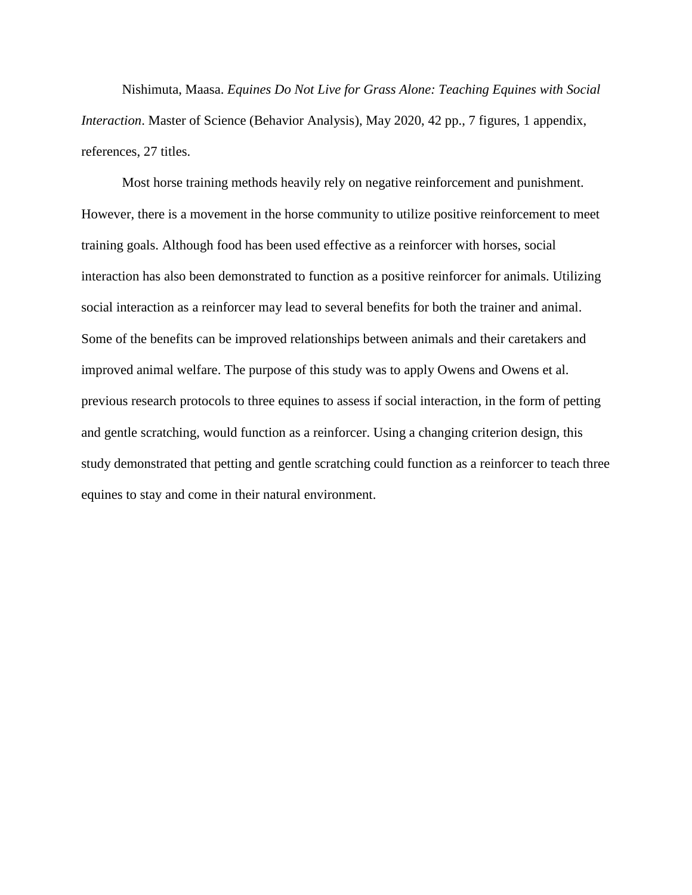Nishimuta, Maasa. *Equines Do Not Live for Grass Alone: Teaching Equines with Social Interaction*. Master of Science (Behavior Analysis), May 2020, 42 pp., 7 figures, 1 appendix, references, 27 titles.

Most horse training methods heavily rely on negative reinforcement and punishment. However, there is a movement in the horse community to utilize positive reinforcement to meet training goals. Although food has been used effective as a reinforcer with horses, social interaction has also been demonstrated to function as a positive reinforcer for animals. Utilizing social interaction as a reinforcer may lead to several benefits for both the trainer and animal. Some of the benefits can be improved relationships between animals and their caretakers and improved animal welfare. The purpose of this study was to apply Owens and Owens et al. previous research protocols to three equines to assess if social interaction, in the form of petting and gentle scratching, would function as a reinforcer. Using a changing criterion design, this study demonstrated that petting and gentle scratching could function as a reinforcer to teach three equines to stay and come in their natural environment.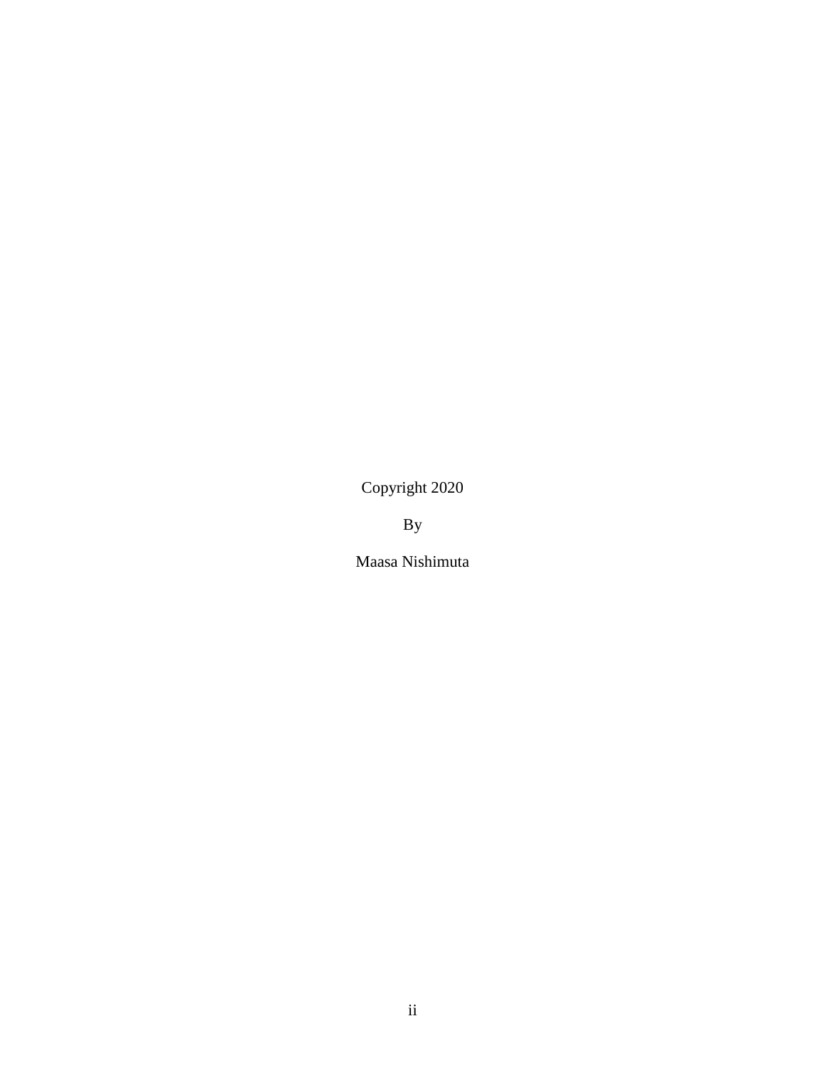Copyright 2020

By

Maasa Nishimuta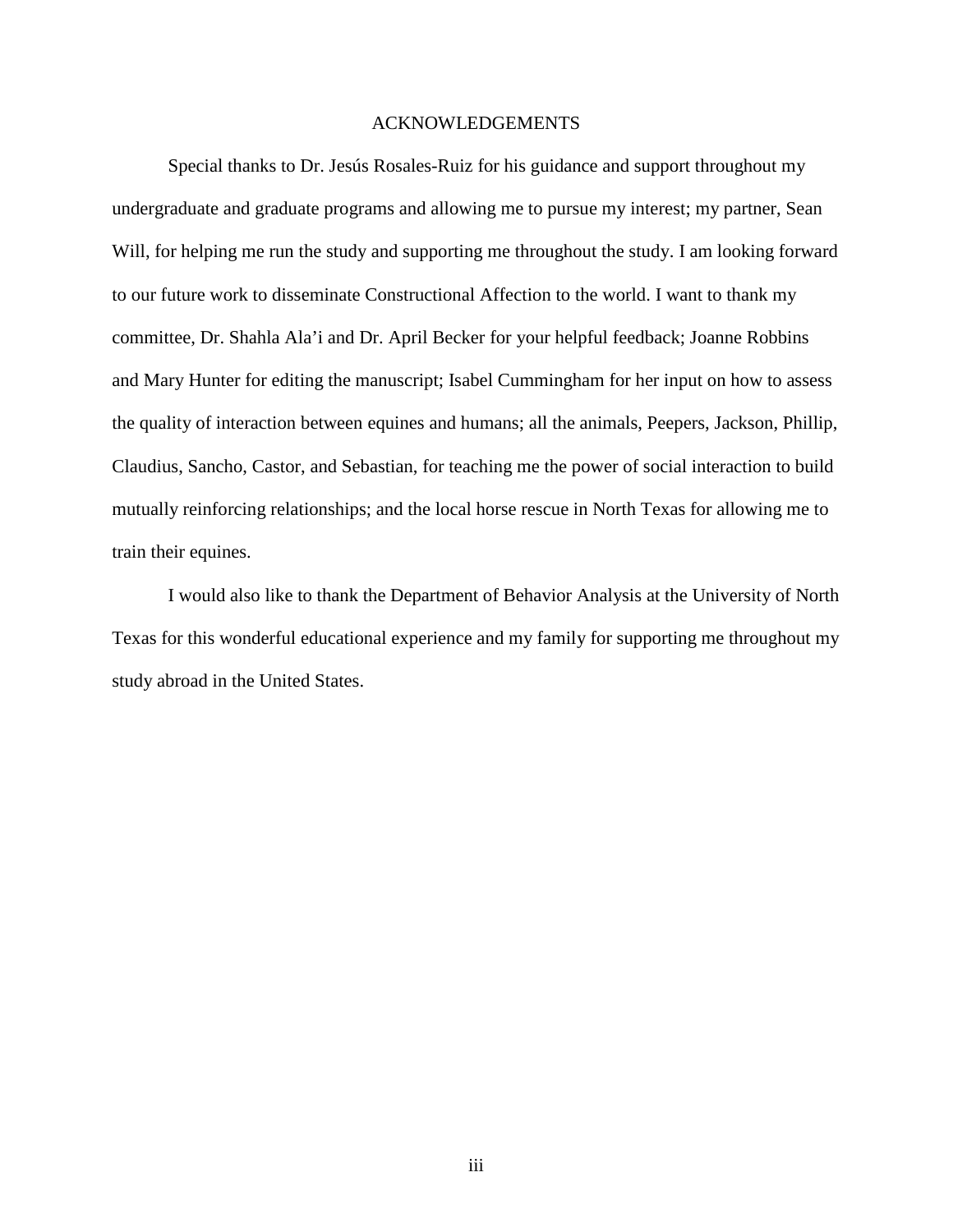# ACKNOWLEDGEMENTS

Special thanks to Dr. Jesús Rosales-Ruiz for his guidance and support throughout my undergraduate and graduate programs and allowing me to pursue my interest; my partner, Sean Will, for helping me run the study and supporting me throughout the study. I am looking forward to our future work to disseminate Constructional Affection to the world. I want to thank my committee, Dr. Shahla Ala'i and Dr. April Becker for your helpful feedback; Joanne Robbins and Mary Hunter for editing the manuscript; Isabel Cummingham for her input on how to assess the quality of interaction between equines and humans; all the animals, Peepers, Jackson, Phillip, Claudius, Sancho, Castor, and Sebastian, for teaching me the power of social interaction to build mutually reinforcing relationships; and the local horse rescue in North Texas for allowing me to train their equines.

I would also like to thank the Department of Behavior Analysis at the University of North Texas for this wonderful educational experience and my family for supporting me throughout my study abroad in the United States.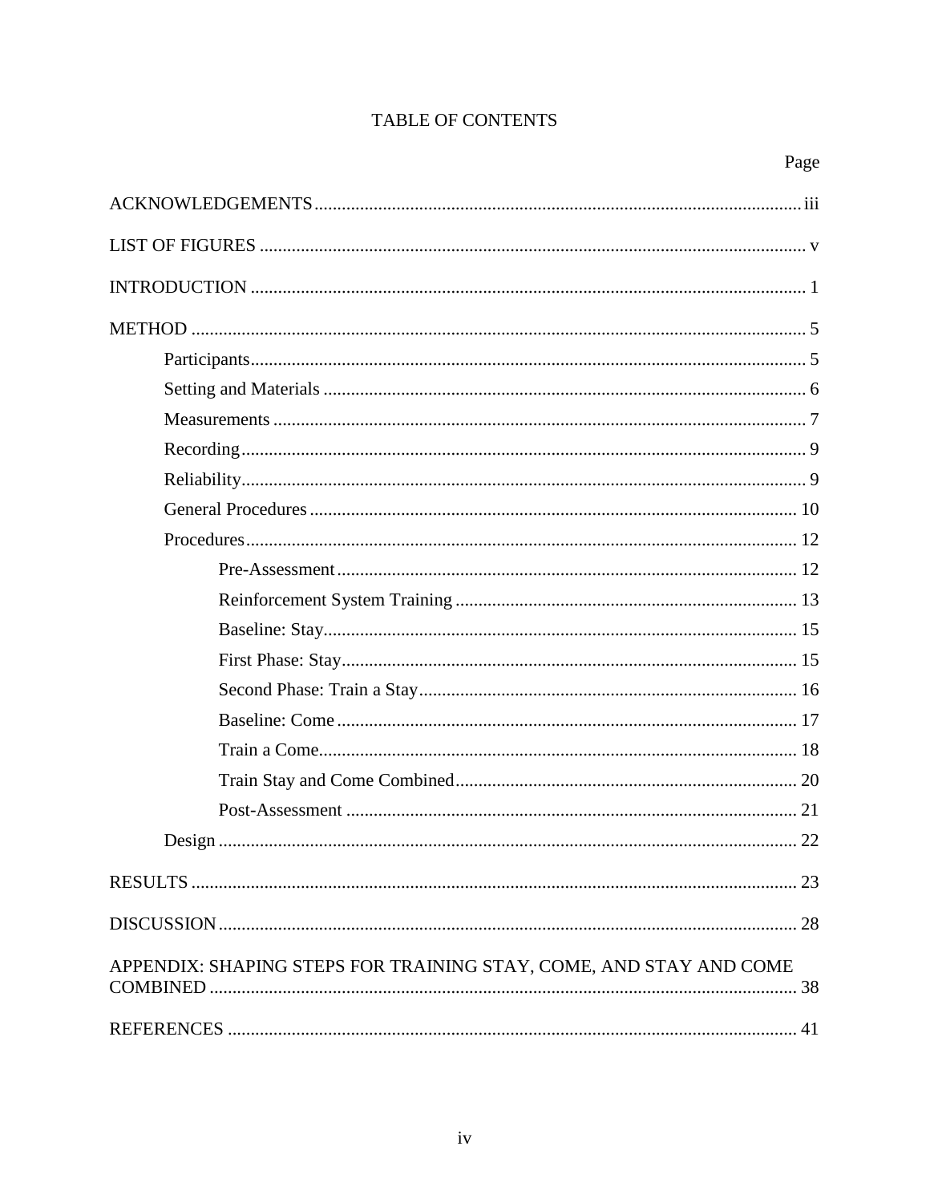# TABLE OF CONTENTS

Page

ACKNOWLEDGEMENTS ........................................................................................................ iii

LIST OF FIGURES ..................................................................................................................... v

INTRODUCTION ........................................................................................................................ 1

METHOD ...................................................................................................................................... 5

- Participants ................................................................................................................................ 5
- Setting and Materials ................................................................................................................. 6
- Measurements ............................................................................................................................ 7
- Recording ................................................................................................................................... 9
- Reliability ................................................................................................................................... 9
- General Procedures .................................................................................................................. 10
- Procedures ................................................................................................................................ 12
    - Pre-Assessment ................................................................................................................. 12
    - Reinforcement System Training ....................................................................................... 13
    - Baseline: Stay ..................................................................................................................... 15
    - First Phase: Stay ................................................................................................................ 15
    - Second Phase: Train a Stay ............................................................................................... 16
    - Baseline: Come .................................................................................................................. 17
    - Train a Come ..................................................................................................................... 18
    - Train Stay and Come Combined ....................................................................................... 20
    - Post-Assessment ............................................................................................................... 21
- Design ....................................................................................................................................... 22

RESULTS .................................................................................................................................... 23

DISCUSSION .............................................................................................................................. 28

APPENDIX: SHAPING STEPS FOR TRAINING STAY, COME, AND STAY AND COME COMBINED ................................................................................................................................ 38

REFERENCES ............................................................................................................................ 41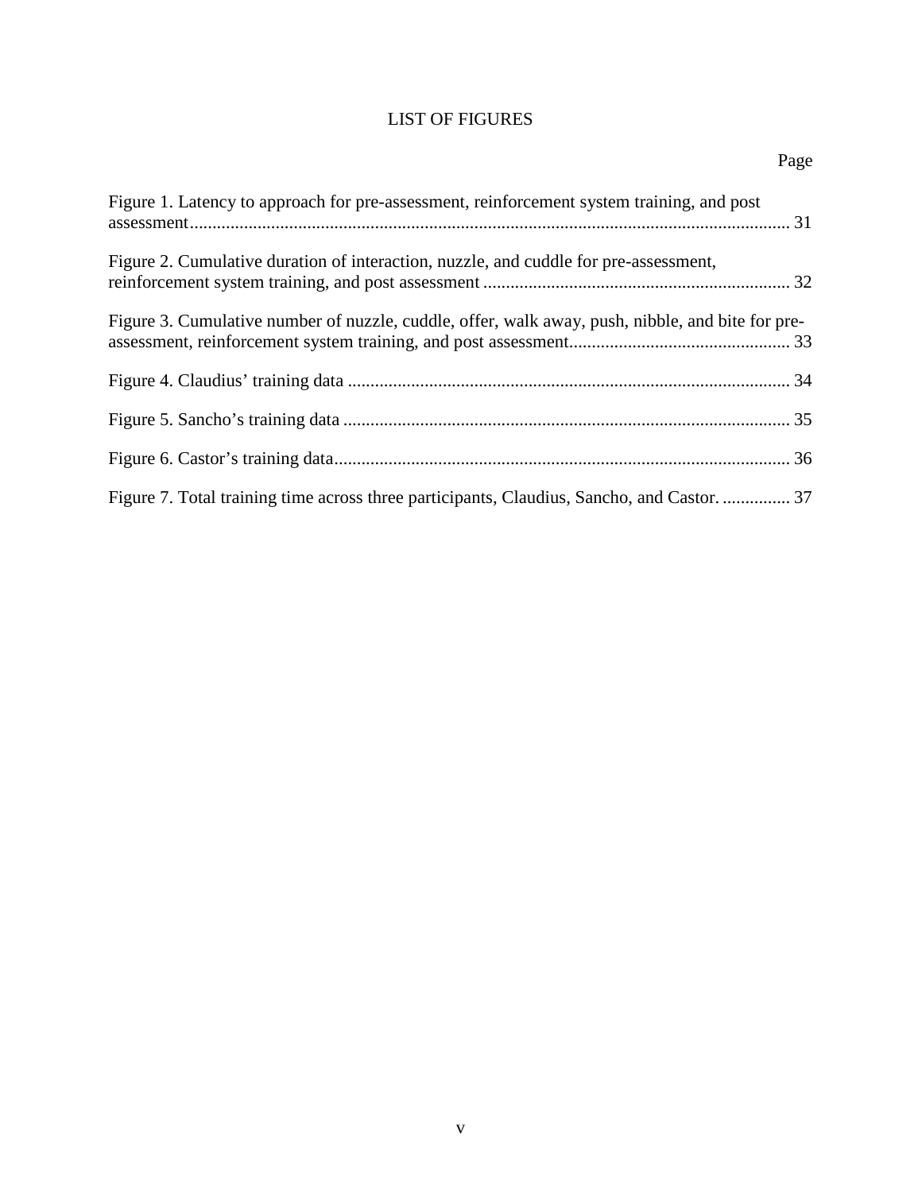# LIST OF FIGURES

Page

Figure 1. Latency to approach for pre-assessment, reinforcement system training, and post assessment ....... 31

Figure 2. Cumulative duration of interaction, nuzzle, and cuddle for pre-assessment, reinforcement system training, and post assessment ....... 32

Figure 3. Cumulative number of nuzzle, cuddle, offer, walk away, push, nibble, and bite for pre-assessment, reinforcement system training, and post assessment ....... 33

Figure 4. Claudius' training data ....... 34

Figure 5. Sancho's training data ....... 35

Figure 6. Castor's training data ....... 36

Figure 7. Total training time across three participants, Claudius, Sancho, and Castor. ....... 37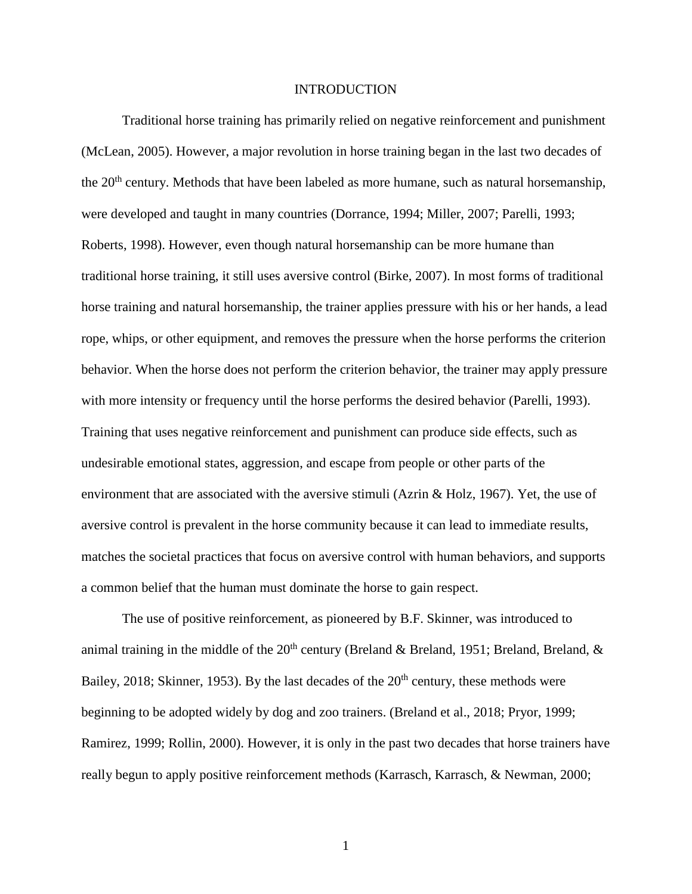# INTRODUCTION

Traditional horse training has primarily relied on negative reinforcement and punishment (McLean, 2005). However, a major revolution in horse training began in the last two decades of the 20th century. Methods that have been labeled as more humane, such as natural horsemanship, were developed and taught in many countries (Dorrance, 1994; Miller, 2007; Parelli, 1993; Roberts, 1998). However, even though natural horsemanship can be more humane than traditional horse training, it still uses aversive control (Birke, 2007). In most forms of traditional horse training and natural horsemanship, the trainer applies pressure with his or her hands, a lead rope, whips, or other equipment, and removes the pressure when the horse performs the criterion behavior. When the horse does not perform the criterion behavior, the trainer may apply pressure with more intensity or frequency until the horse performs the desired behavior (Parelli, 1993). Training that uses negative reinforcement and punishment can produce side effects, such as undesirable emotional states, aggression, and escape from people or other parts of the environment that are associated with the aversive stimuli (Azrin & Holz, 1967). Yet, the use of aversive control is prevalent in the horse community because it can lead to immediate results, matches the societal practices that focus on aversive control with human behaviors, and supports a common belief that the human must dominate the horse to gain respect.

The use of positive reinforcement, as pioneered by B.F. Skinner, was introduced to animal training in the middle of the 20th century (Breland & Breland, 1951; Breland, Breland, & Bailey, 2018; Skinner, 1953). By the last decades of the 20th century, these methods were beginning to be adopted widely by dog and zoo trainers. (Breland et al., 2018; Pryor, 1999; Ramirez, 1999; Rollin, 2000). However, it is only in the past two decades that horse trainers have really begun to apply positive reinforcement methods (Karrasch, Karrasch, & Newman, 2000;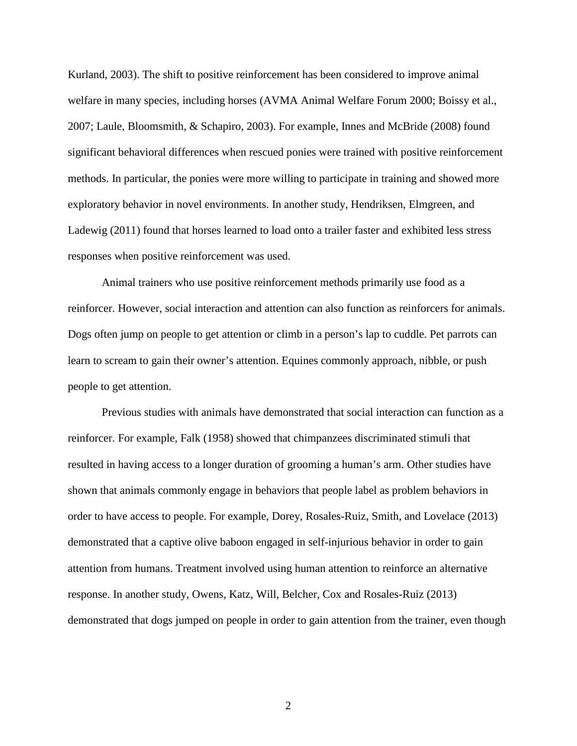Kurland, 2003). The shift to positive reinforcement has been considered to improve animal welfare in many species, including horses (AVMA Animal Welfare Forum 2000; Boissy et al., 2007; Laule, Bloomsmith, & Schapiro, 2003). For example, Innes and McBride (2008) found significant behavioral differences when rescued ponies were trained with positive reinforcement methods. In particular, the ponies were more willing to participate in training and showed more exploratory behavior in novel environments. In another study, Hendriksen, Elmgreen, and Ladewig (2011) found that horses learned to load onto a trailer faster and exhibited less stress responses when positive reinforcement was used.

Animal trainers who use positive reinforcement methods primarily use food as a reinforcer. However, social interaction and attention can also function as reinforcers for animals. Dogs often jump on people to get attention or climb in a person's lap to cuddle. Pet parrots can learn to scream to gain their owner's attention. Equines commonly approach, nibble, or push people to get attention.

Previous studies with animals have demonstrated that social interaction can function as a reinforcer. For example, Falk (1958) showed that chimpanzees discriminated stimuli that resulted in having access to a longer duration of grooming a human's arm. Other studies have shown that animals commonly engage in behaviors that people label as problem behaviors in order to have access to people. For example, Dorey, Rosales-Ruiz, Smith, and Lovelace (2013) demonstrated that a captive olive baboon engaged in self-injurious behavior in order to gain attention from humans. Treatment involved using human attention to reinforce an alternative response. In another study, Owens, Katz, Will, Belcher, Cox and Rosales-Ruiz (2013) demonstrated that dogs jumped on people in order to gain attention from the trainer, even though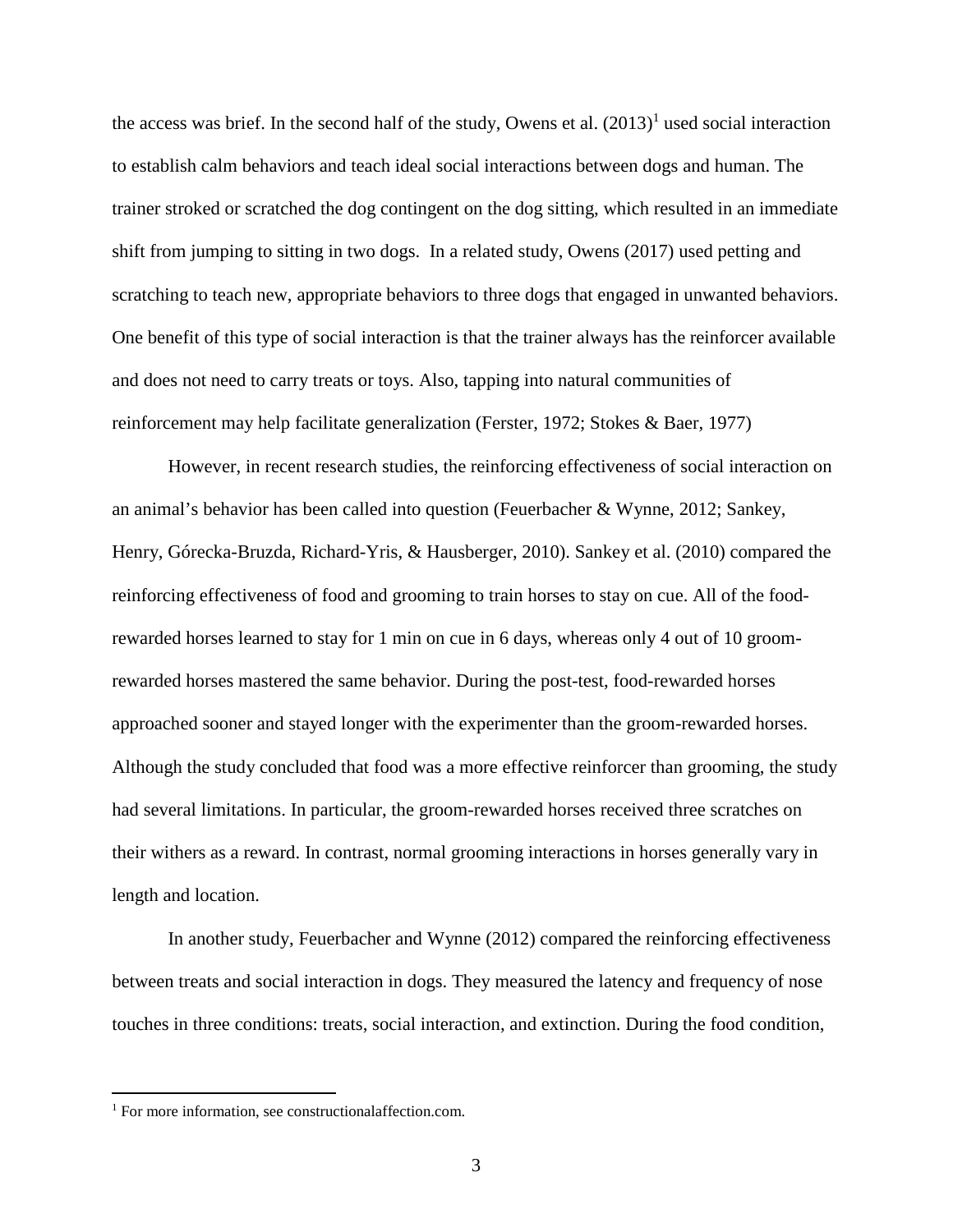the access was brief. In the second half of the study, Owens et al. (2013)[1] used social interaction to establish calm behaviors and teach ideal social interactions between dogs and human. The trainer stroked or scratched the dog contingent on the dog sitting, which resulted in an immediate shift from jumping to sitting in two dogs.  In a related study, Owens (2017) used petting and scratching to teach new, appropriate behaviors to three dogs that engaged in unwanted behaviors. One benefit of this type of social interaction is that the trainer always has the reinforcer available and does not need to carry treats or toys. Also, tapping into natural communities of reinforcement may help facilitate generalization (Ferster, 1972; Stokes & Baer, 1977)

However, in recent research studies, the reinforcing effectiveness of social interaction on an animal's behavior has been called into question (Feuerbacher & Wynne, 2012; Sankey, Henry, Górecka-Bruzda, Richard-Yris, & Hausberger, 2010). Sankey et al. (2010) compared the reinforcing effectiveness of food and grooming to train horses to stay on cue. All of the food-rewarded horses learned to stay for 1 min on cue in 6 days, whereas only 4 out of 10 groom-rewarded horses mastered the same behavior. During the post-test, food-rewarded horses approached sooner and stayed longer with the experimenter than the groom-rewarded horses. Although the study concluded that food was a more effective reinforcer than grooming, the study had several limitations. In particular, the groom-rewarded horses received three scratches on their withers as a reward. In contrast, normal grooming interactions in horses generally vary in length and location.

In another study, Feuerbacher and Wynne (2012) compared the reinforcing effectiveness between treats and social interaction in dogs. They measured the latency and frequency of nose touches in three conditions: treats, social interaction, and extinction. During the food condition,

[1] For more information, see constructionalaffection.com.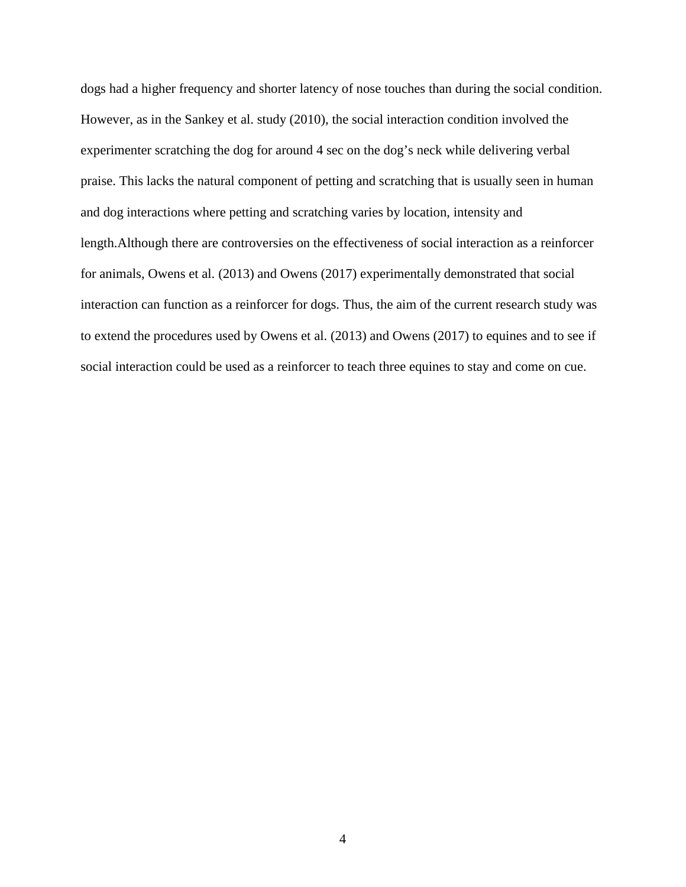dogs had a higher frequency and shorter latency of nose touches than during the social condition. However, as in the Sankey et al. study (2010), the social interaction condition involved the experimenter scratching the dog for around 4 sec on the dog's neck while delivering verbal praise. This lacks the natural component of petting and scratching that is usually seen in human and dog interactions where petting and scratching varies by location, intensity and length.Although there are controversies on the effectiveness of social interaction as a reinforcer for animals, Owens et al. (2013) and Owens (2017) experimentally demonstrated that social interaction can function as a reinforcer for dogs. Thus, the aim of the current research study was to extend the procedures used by Owens et al. (2013) and Owens (2017) to equines and to see if social interaction could be used as a reinforcer to teach three equines to stay and come on cue.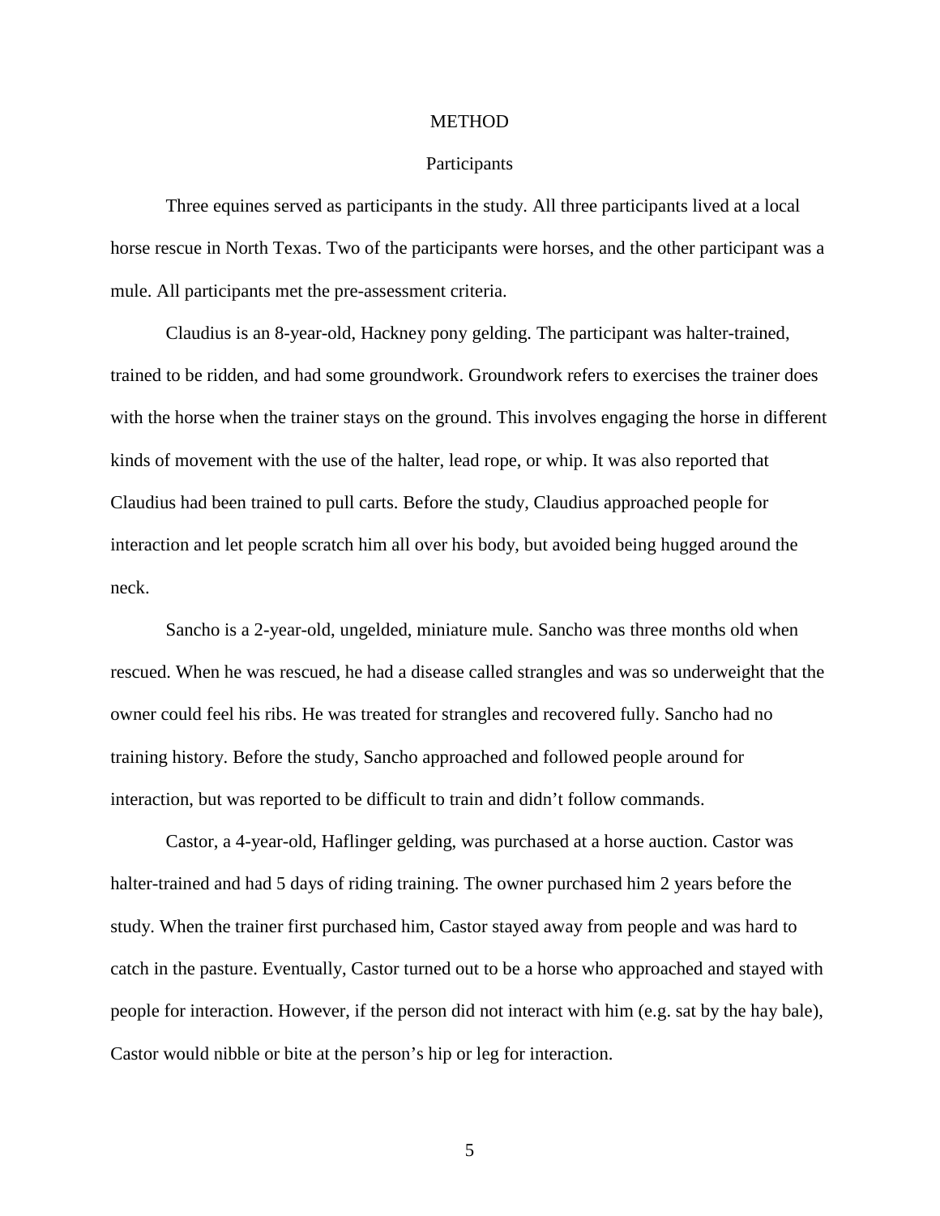# METHOD

## Participants

Three equines served as participants in the study. All three participants lived at a local horse rescue in North Texas. Two of the participants were horses, and the other participant was a mule. All participants met the pre-assessment criteria.

Claudius is an 8-year-old, Hackney pony gelding. The participant was halter-trained, trained to be ridden, and had some groundwork. Groundwork refers to exercises the trainer does with the horse when the trainer stays on the ground. This involves engaging the horse in different kinds of movement with the use of the halter, lead rope, or whip. It was also reported that Claudius had been trained to pull carts. Before the study, Claudius approached people for interaction and let people scratch him all over his body, but avoided being hugged around the neck.

Sancho is a 2-year-old, ungelded, miniature mule. Sancho was three months old when rescued. When he was rescued, he had a disease called strangles and was so underweight that the owner could feel his ribs. He was treated for strangles and recovered fully. Sancho had no training history. Before the study, Sancho approached and followed people around for interaction, but was reported to be difficult to train and didn't follow commands.

Castor, a 4-year-old, Haflinger gelding, was purchased at a horse auction. Castor was halter-trained and had 5 days of riding training. The owner purchased him 2 years before the study. When the trainer first purchased him, Castor stayed away from people and was hard to catch in the pasture. Eventually, Castor turned out to be a horse who approached and stayed with people for interaction. However, if the person did not interact with him (e.g. sat by the hay bale), Castor would nibble or bite at the person's hip or leg for interaction.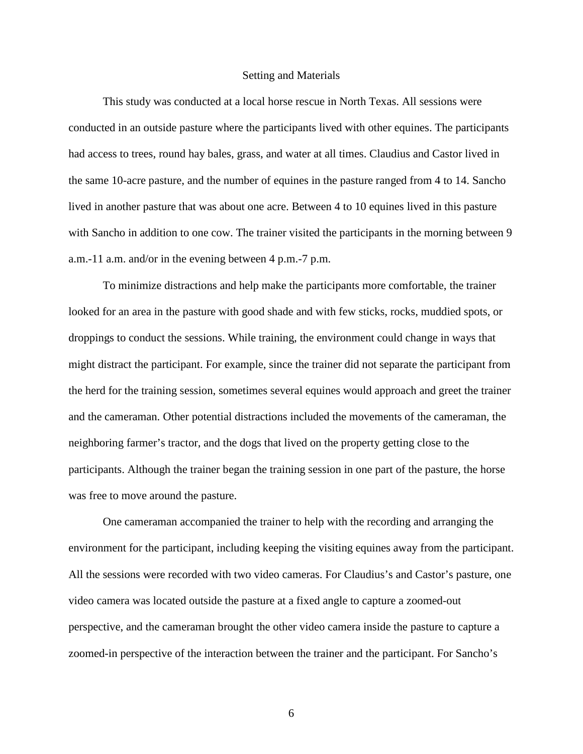## Setting and Materials

This study was conducted at a local horse rescue in North Texas. All sessions were conducted in an outside pasture where the participants lived with other equines. The participants had access to trees, round hay bales, grass, and water at all times. Claudius and Castor lived in the same 10-acre pasture, and the number of equines in the pasture ranged from 4 to 14. Sancho lived in another pasture that was about one acre. Between 4 to 10 equines lived in this pasture with Sancho in addition to one cow. The trainer visited the participants in the morning between 9 a.m.-11 a.m. and/or in the evening between 4 p.m.-7 p.m.

To minimize distractions and help make the participants more comfortable, the trainer looked for an area in the pasture with good shade and with few sticks, rocks, muddied spots, or droppings to conduct the sessions. While training, the environment could change in ways that might distract the participant. For example, since the trainer did not separate the participant from the herd for the training session, sometimes several equines would approach and greet the trainer and the cameraman. Other potential distractions included the movements of the cameraman, the neighboring farmer's tractor, and the dogs that lived on the property getting close to the participants. Although the trainer began the training session in one part of the pasture, the horse was free to move around the pasture.

One cameraman accompanied the trainer to help with the recording and arranging the environment for the participant, including keeping the visiting equines away from the participant. All the sessions were recorded with two video cameras. For Claudius's and Castor's pasture, one video camera was located outside the pasture at a fixed angle to capture a zoomed-out perspective, and the cameraman brought the other video camera inside the pasture to capture a zoomed-in perspective of the interaction between the trainer and the participant. For Sancho's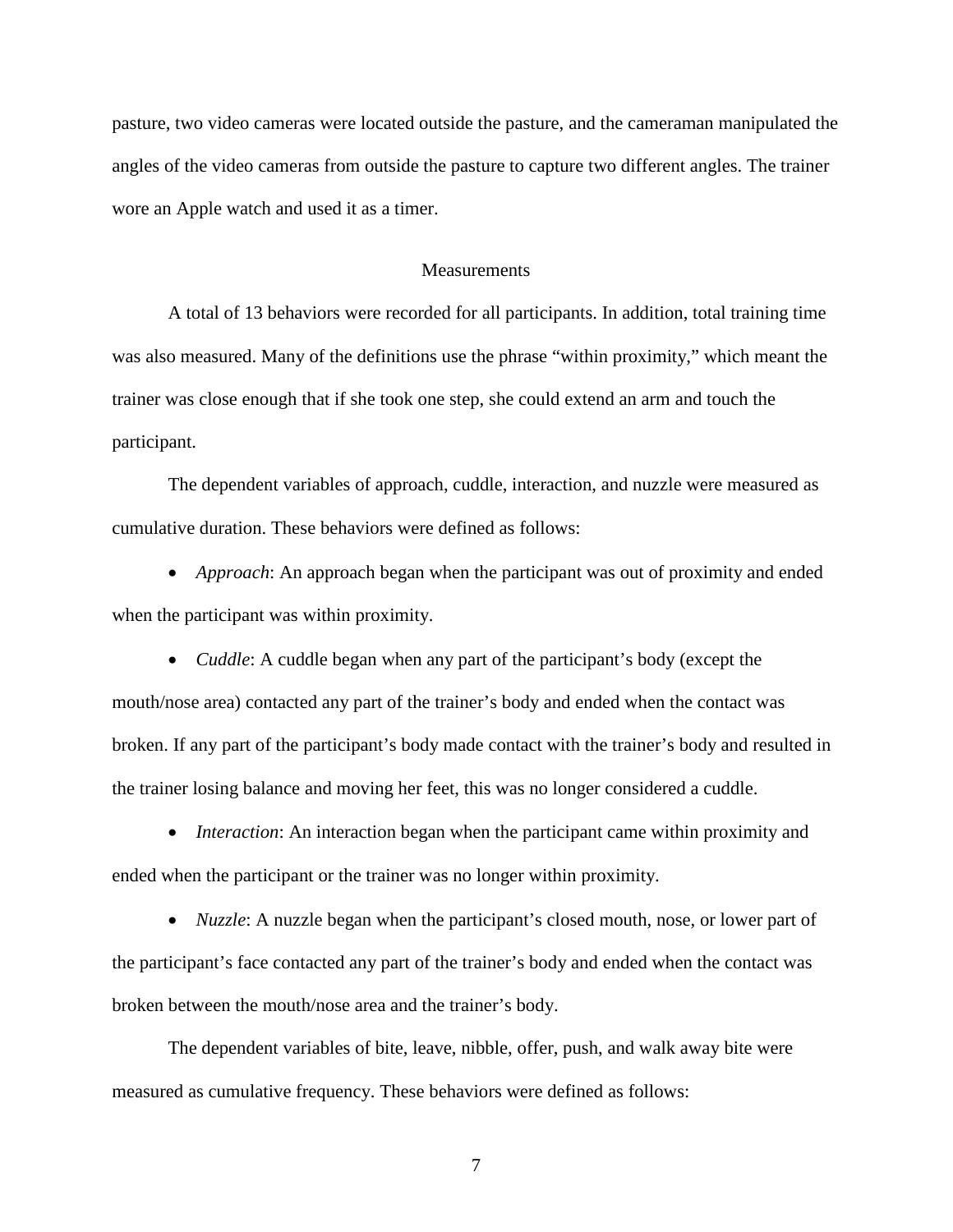pasture, two video cameras were located outside the pasture, and the cameraman manipulated the angles of the video cameras from outside the pasture to capture two different angles. The trainer wore an Apple watch and used it as a timer.

## Measurements

A total of 13 behaviors were recorded for all participants. In addition, total training time was also measured. Many of the definitions use the phrase "within proximity," which meant the trainer was close enough that if she took one step, she could extend an arm and touch the participant.

The dependent variables of approach, cuddle, interaction, and nuzzle were measured as cumulative duration. These behaviors were defined as follows:

- *Approach*: An approach began when the participant was out of proximity and ended when the participant was within proximity.
- *Cuddle*: A cuddle began when any part of the participant's body (except the mouth/nose area) contacted any part of the trainer's body and ended when the contact was broken. If any part of the participant's body made contact with the trainer's body and resulted in the trainer losing balance and moving her feet, this was no longer considered a cuddle.
- *Interaction*: An interaction began when the participant came within proximity and ended when the participant or the trainer was no longer within proximity.
- *Nuzzle*: A nuzzle began when the participant's closed mouth, nose, or lower part of the participant's face contacted any part of the trainer's body and ended when the contact was broken between the mouth/nose area and the trainer's body.

The dependent variables of bite, leave, nibble, offer, push, and walk away bite were measured as cumulative frequency. These behaviors were defined as follows: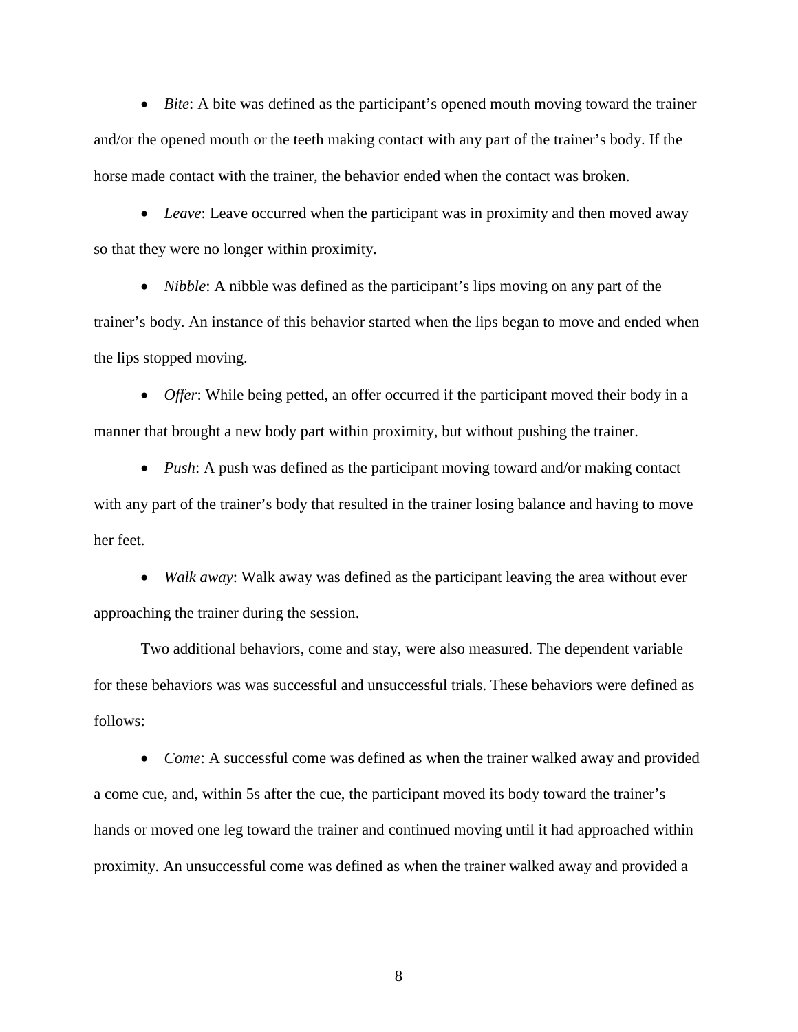- *Bite*: A bite was defined as the participant's opened mouth moving toward the trainer and/or the opened mouth or the teeth making contact with any part of the trainer's body. If the horse made contact with the trainer, the behavior ended when the contact was broken.

- *Leave*: Leave occurred when the participant was in proximity and then moved away so that they were no longer within proximity.

- *Nibble*: A nibble was defined as the participant's lips moving on any part of the trainer's body. An instance of this behavior started when the lips began to move and ended when the lips stopped moving.

- *Offer*: While being petted, an offer occurred if the participant moved their body in a manner that brought a new body part within proximity, but without pushing the trainer.

- *Push*: A push was defined as the participant moving toward and/or making contact with any part of the trainer's body that resulted in the trainer losing balance and having to move her feet.

- *Walk away*: Walk away was defined as the participant leaving the area without ever approaching the trainer during the session.

Two additional behaviors, come and stay, were also measured. The dependent variable for these behaviors was was successful and unsuccessful trials. These behaviors were defined as follows:

- *Come*: A successful come was defined as when the trainer walked away and provided a come cue, and, within 5s after the cue, the participant moved its body toward the trainer's hands or moved one leg toward the trainer and continued moving until it had approached within proximity. An unsuccessful come was defined as when the trainer walked away and provided a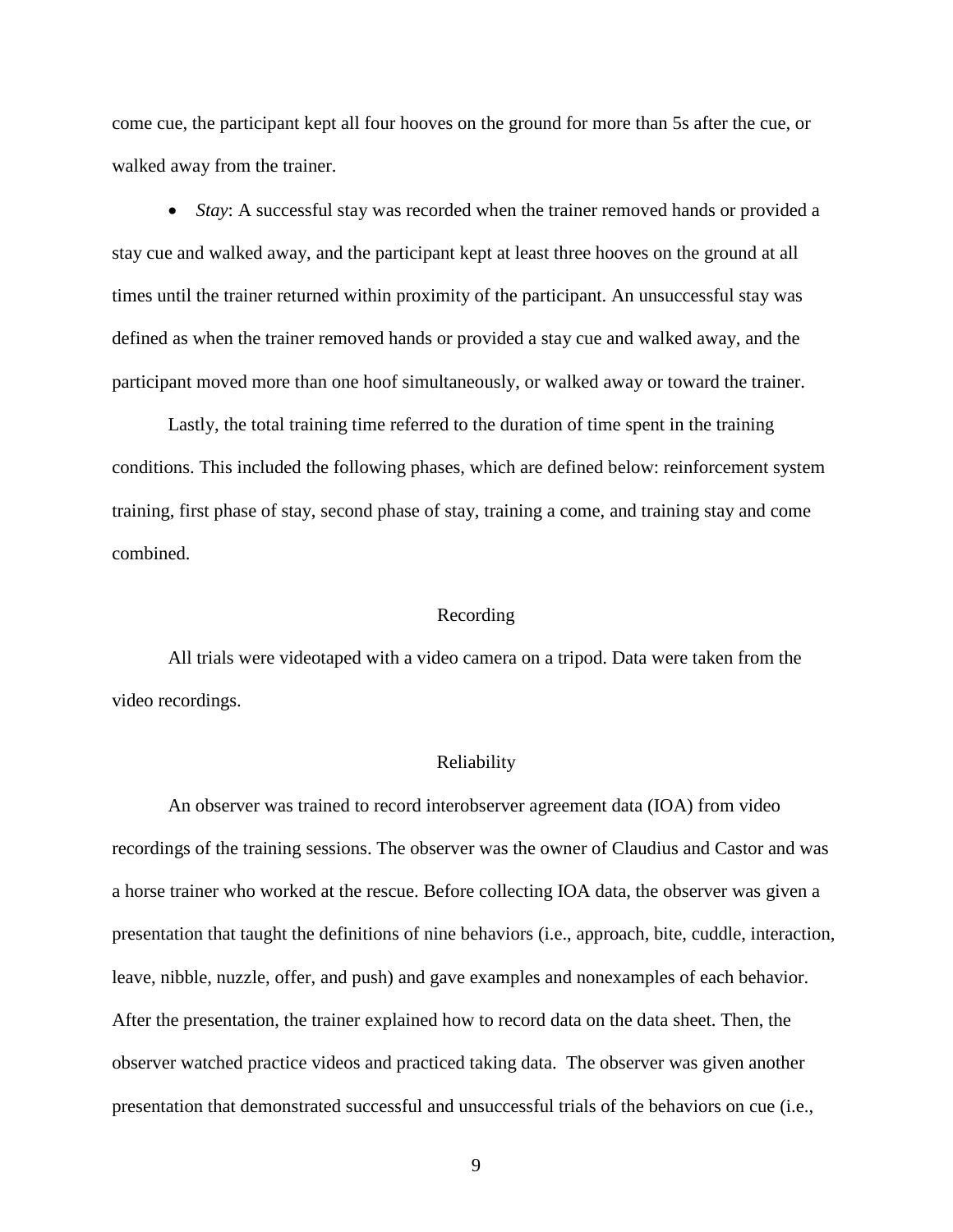come cue, the participant kept all four hooves on the ground for more than 5s after the cue, or walked away from the trainer.

- *Stay*: A successful stay was recorded when the trainer removed hands or provided a stay cue and walked away, and the participant kept at least three hooves on the ground at all times until the trainer returned within proximity of the participant. An unsuccessful stay was defined as when the trainer removed hands or provided a stay cue and walked away, and the participant moved more than one hoof simultaneously, or walked away or toward the trainer.

Lastly, the total training time referred to the duration of time spent in the training conditions. This included the following phases, which are defined below: reinforcement system training, first phase of stay, second phase of stay, training a come, and training stay and come combined.

## Recording

All trials were videotaped with a video camera on a tripod. Data were taken from the video recordings.

## Reliability

An observer was trained to record interobserver agreement data (IOA) from video recordings of the training sessions. The observer was the owner of Claudius and Castor and was a horse trainer who worked at the rescue. Before collecting IOA data, the observer was given a presentation that taught the definitions of nine behaviors (i.e., approach, bite, cuddle, interaction, leave, nibble, nuzzle, offer, and push) and gave examples and nonexamples of each behavior. After the presentation, the trainer explained how to record data on the data sheet. Then, the observer watched practice videos and practiced taking data. The observer was given another presentation that demonstrated successful and unsuccessful trials of the behaviors on cue (i.e.,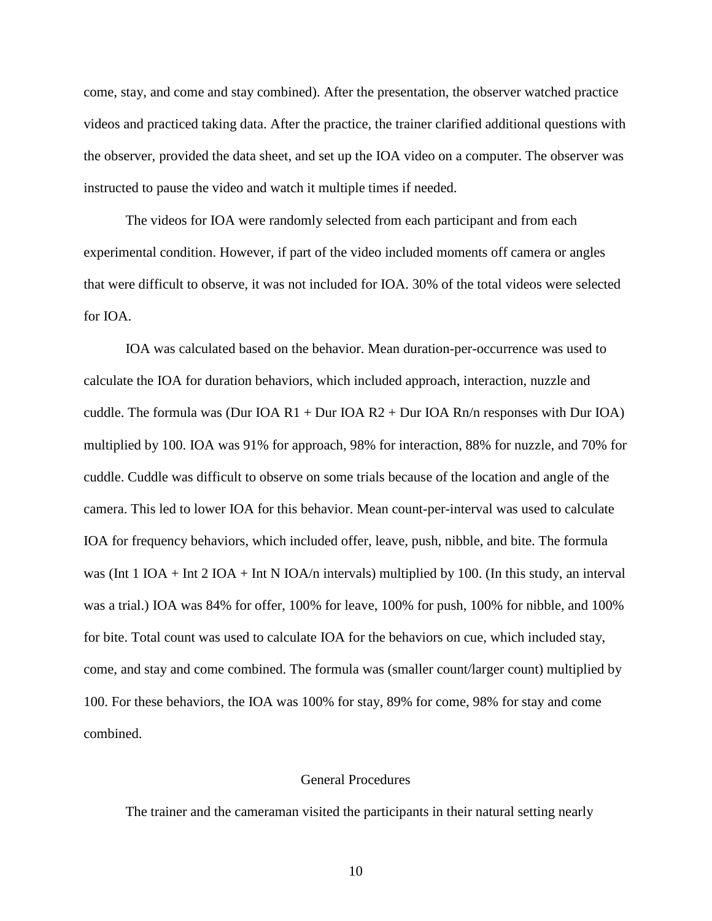come, stay, and come and stay combined). After the presentation, the observer watched practice videos and practiced taking data. After the practice, the trainer clarified additional questions with the observer, provided the data sheet, and set up the IOA video on a computer. The observer was instructed to pause the video and watch it multiple times if needed.

The videos for IOA were randomly selected from each participant and from each experimental condition. However, if part of the video included moments off camera or angles that were difficult to observe, it was not included for IOA. 30% of the total videos were selected for IOA.

IOA was calculated based on the behavior. Mean duration-per-occurrence was used to calculate the IOA for duration behaviors, which included approach, interaction, nuzzle and cuddle. The formula was (Dur IOA R1 + Dur IOA R2 + Dur IOA Rn/n responses with Dur IOA) multiplied by 100. IOA was 91% for approach, 98% for interaction, 88% for nuzzle, and 70% for cuddle. Cuddle was difficult to observe on some trials because of the location and angle of the camera. This led to lower IOA for this behavior. Mean count-per-interval was used to calculate IOA for frequency behaviors, which included offer, leave, push, nibble, and bite. The formula was (Int 1 IOA + Int 2 IOA + Int N IOA/n intervals) multiplied by 100. (In this study, an interval was a trial.) IOA was 84% for offer, 100% for leave, 100% for push, 100% for nibble, and 100% for bite. Total count was used to calculate IOA for the behaviors on cue, which included stay, come, and stay and come combined. The formula was (smaller count/larger count) multiplied by 100. For these behaviors, the IOA was 100% for stay, 89% for come, 98% for stay and come combined.

## General Procedures

The trainer and the cameraman visited the participants in their natural setting nearly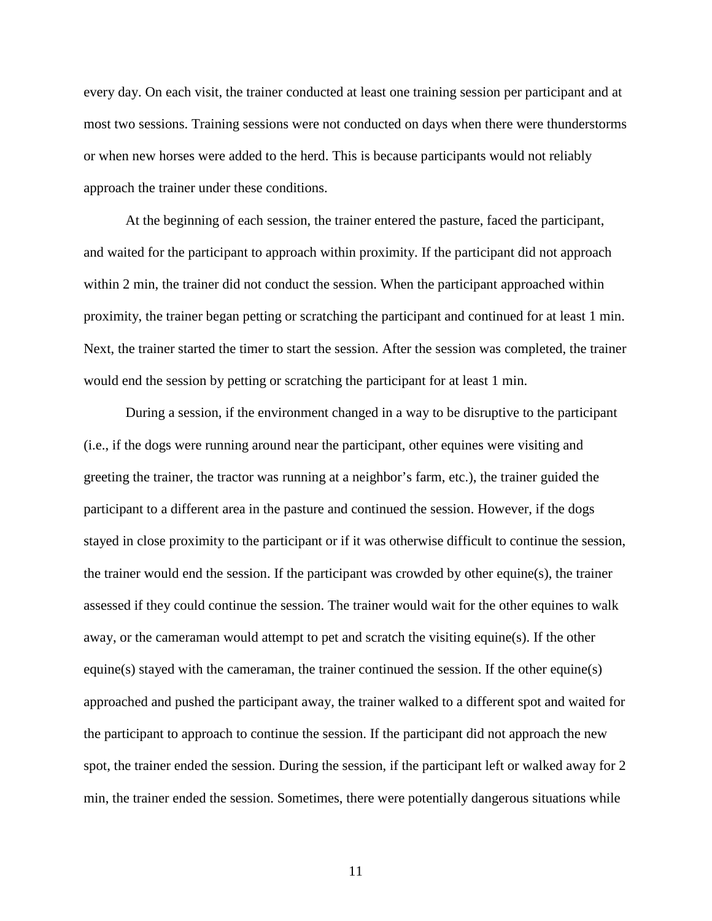every day. On each visit, the trainer conducted at least one training session per participant and at most two sessions. Training sessions were not conducted on days when there were thunderstorms or when new horses were added to the herd. This is because participants would not reliably approach the trainer under these conditions.

At the beginning of each session, the trainer entered the pasture, faced the participant, and waited for the participant to approach within proximity. If the participant did not approach within 2 min, the trainer did not conduct the session. When the participant approached within proximity, the trainer began petting or scratching the participant and continued for at least 1 min. Next, the trainer started the timer to start the session. After the session was completed, the trainer would end the session by petting or scratching the participant for at least 1 min.

During a session, if the environment changed in a way to be disruptive to the participant (i.e., if the dogs were running around near the participant, other equines were visiting and greeting the trainer, the tractor was running at a neighbor's farm, etc.), the trainer guided the participant to a different area in the pasture and continued the session. However, if the dogs stayed in close proximity to the participant or if it was otherwise difficult to continue the session, the trainer would end the session. If the participant was crowded by other equine(s), the trainer assessed if they could continue the session. The trainer would wait for the other equines to walk away, or the cameraman would attempt to pet and scratch the visiting equine(s). If the other equine(s) stayed with the cameraman, the trainer continued the session. If the other equine(s) approached and pushed the participant away, the trainer walked to a different spot and waited for the participant to approach to continue the session. If the participant did not approach the new spot, the trainer ended the session. During the session, if the participant left or walked away for 2 min, the trainer ended the session. Sometimes, there were potentially dangerous situations while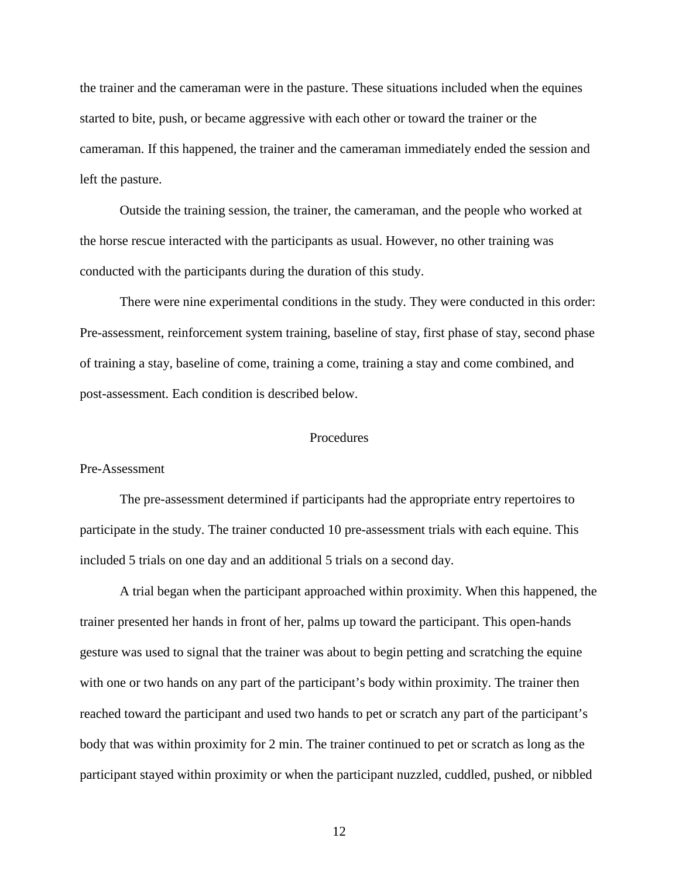the trainer and the cameraman were in the pasture. These situations included when the equines started to bite, push, or became aggressive with each other or toward the trainer or the cameraman. If this happened, the trainer and the cameraman immediately ended the session and left the pasture.

Outside the training session, the trainer, the cameraman, and the people who worked at the horse rescue interacted with the participants as usual. However, no other training was conducted with the participants during the duration of this study.

There were nine experimental conditions in the study. They were conducted in this order: Pre-assessment, reinforcement system training, baseline of stay, first phase of stay, second phase of training a stay, baseline of come, training a come, training a stay and come combined, and post-assessment. Each condition is described below.

## Procedures

### Pre-Assessment

The pre-assessment determined if participants had the appropriate entry repertoires to participate in the study. The trainer conducted 10 pre-assessment trials with each equine. This included 5 trials on one day and an additional 5 trials on a second day.

A trial began when the participant approached within proximity. When this happened, the trainer presented her hands in front of her, palms up toward the participant. This open-hands gesture was used to signal that the trainer was about to begin petting and scratching the equine with one or two hands on any part of the participant's body within proximity. The trainer then reached toward the participant and used two hands to pet or scratch any part of the participant's body that was within proximity for 2 min. The trainer continued to pet or scratch as long as the participant stayed within proximity or when the participant nuzzled, cuddled, pushed, or nibbled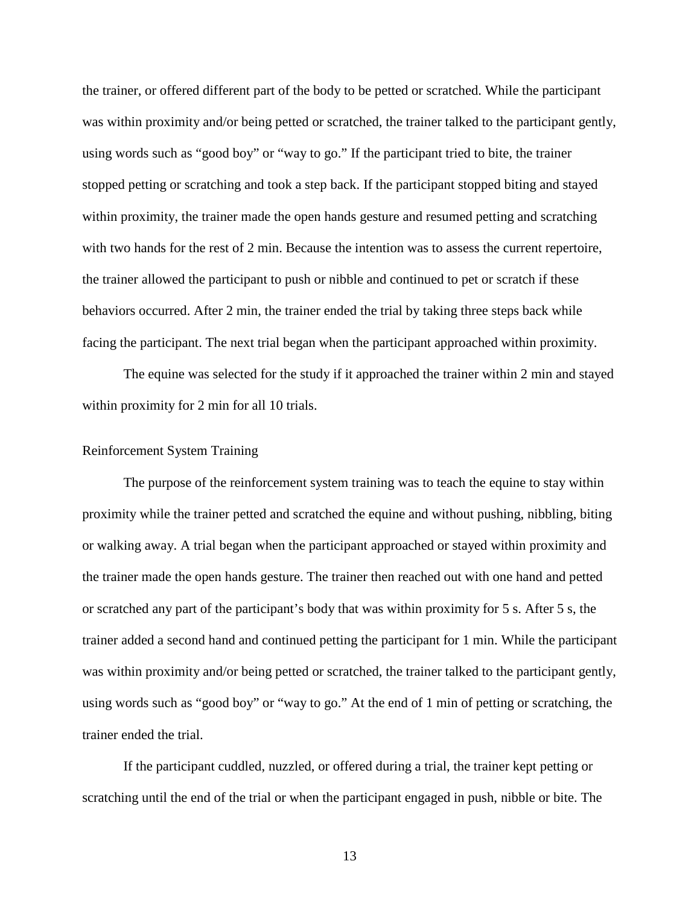the trainer, or offered different part of the body to be petted or scratched. While the participant was within proximity and/or being petted or scratched, the trainer talked to the participant gently, using words such as "good boy" or "way to go." If the participant tried to bite, the trainer stopped petting or scratching and took a step back. If the participant stopped biting and stayed within proximity, the trainer made the open hands gesture and resumed petting and scratching with two hands for the rest of 2 min. Because the intention was to assess the current repertoire, the trainer allowed the participant to push or nibble and continued to pet or scratch if these behaviors occurred. After 2 min, the trainer ended the trial by taking three steps back while facing the participant. The next trial began when the participant approached within proximity.

The equine was selected for the study if it approached the trainer within 2 min and stayed within proximity for 2 min for all 10 trials.

### Reinforcement System Training

The purpose of the reinforcement system training was to teach the equine to stay within proximity while the trainer petted and scratched the equine and without pushing, nibbling, biting or walking away. A trial began when the participant approached or stayed within proximity and the trainer made the open hands gesture. The trainer then reached out with one hand and petted or scratched any part of the participant's body that was within proximity for 5 s. After 5 s, the trainer added a second hand and continued petting the participant for 1 min. While the participant was within proximity and/or being petted or scratched, the trainer talked to the participant gently, using words such as "good boy" or "way to go." At the end of 1 min of petting or scratching, the trainer ended the trial.

If the participant cuddled, nuzzled, or offered during a trial, the trainer kept petting or scratching until the end of the trial or when the participant engaged in push, nibble or bite. The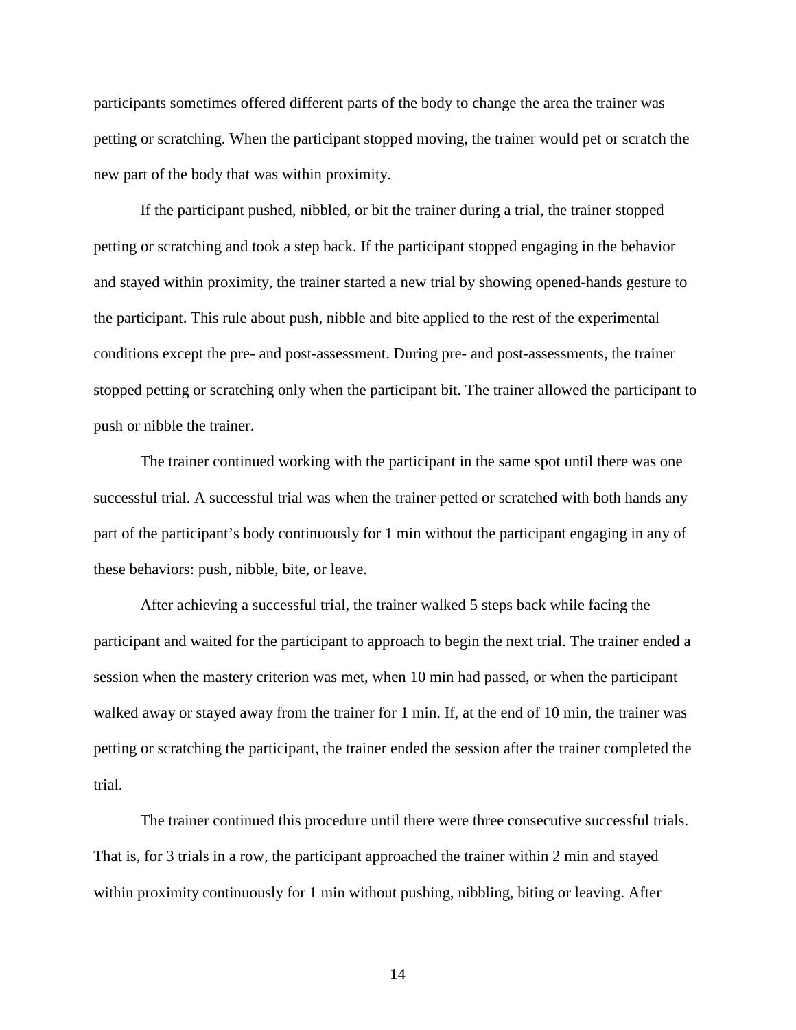participants sometimes offered different parts of the body to change the area the trainer was petting or scratching. When the participant stopped moving, the trainer would pet or scratch the new part of the body that was within proximity.

If the participant pushed, nibbled, or bit the trainer during a trial, the trainer stopped petting or scratching and took a step back. If the participant stopped engaging in the behavior and stayed within proximity, the trainer started a new trial by showing opened-hands gesture to the participant. This rule about push, nibble and bite applied to the rest of the experimental conditions except the pre- and post-assessment. During pre- and post-assessments, the trainer stopped petting or scratching only when the participant bit. The trainer allowed the participant to push or nibble the trainer.

The trainer continued working with the participant in the same spot until there was one successful trial. A successful trial was when the trainer petted or scratched with both hands any part of the participant's body continuously for 1 min without the participant engaging in any of these behaviors: push, nibble, bite, or leave.

After achieving a successful trial, the trainer walked 5 steps back while facing the participant and waited for the participant to approach to begin the next trial. The trainer ended a session when the mastery criterion was met, when 10 min had passed, or when the participant walked away or stayed away from the trainer for 1 min. If, at the end of 10 min, the trainer was petting or scratching the participant, the trainer ended the session after the trainer completed the trial.

The trainer continued this procedure until there were three consecutive successful trials. That is, for 3 trials in a row, the participant approached the trainer within 2 min and stayed within proximity continuously for 1 min without pushing, nibbling, biting or leaving. After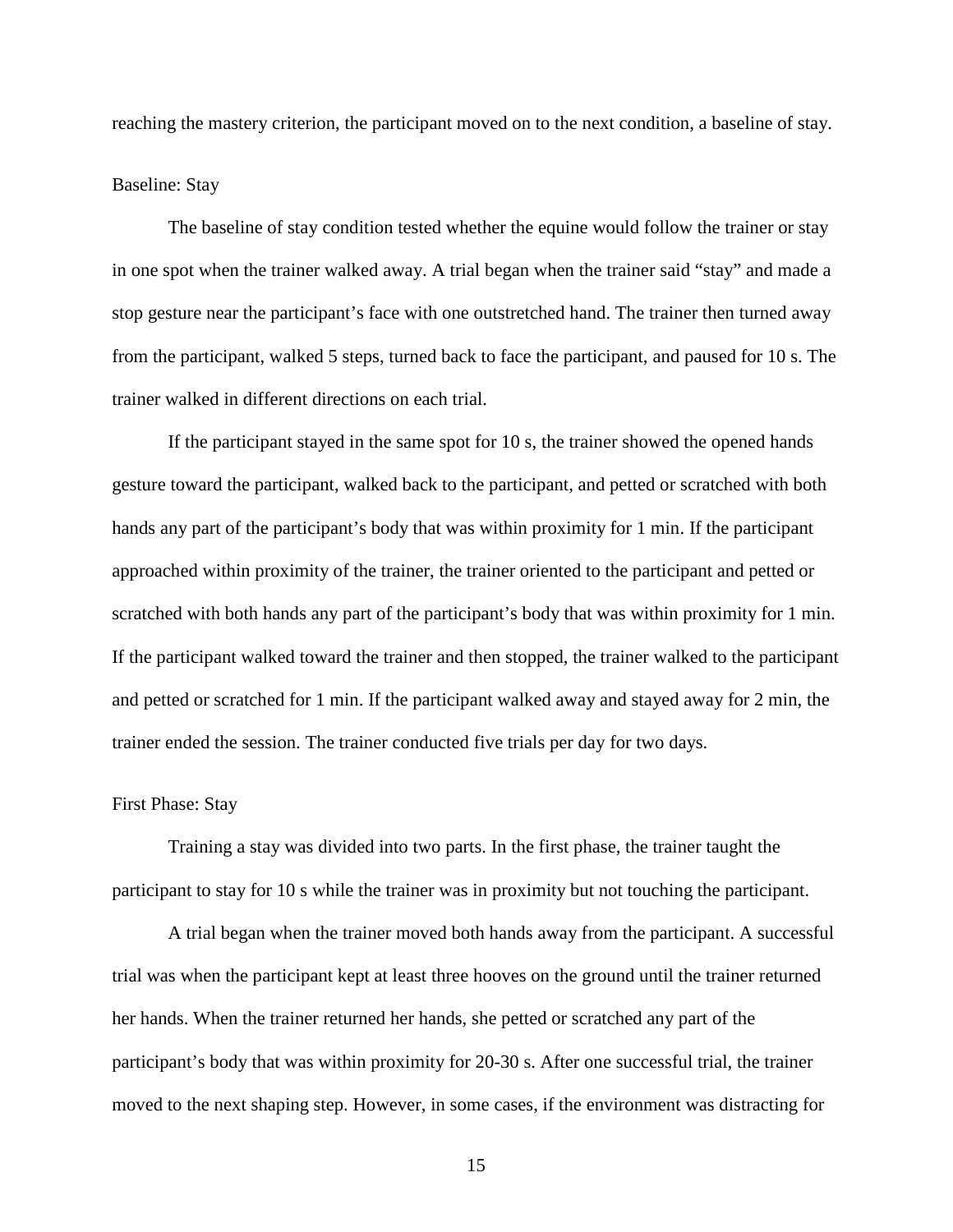reaching the mastery criterion, the participant moved on to the next condition, a baseline of stay.

### Baseline: Stay

The baseline of stay condition tested whether the equine would follow the trainer or stay in one spot when the trainer walked away. A trial began when the trainer said "stay" and made a stop gesture near the participant's face with one outstretched hand. The trainer then turned away from the participant, walked 5 steps, turned back to face the participant, and paused for 10 s. The trainer walked in different directions on each trial.

If the participant stayed in the same spot for 10 s, the trainer showed the opened hands gesture toward the participant, walked back to the participant, and petted or scratched with both hands any part of the participant's body that was within proximity for 1 min. If the participant approached within proximity of the trainer, the trainer oriented to the participant and petted or scratched with both hands any part of the participant's body that was within proximity for 1 min. If the participant walked toward the trainer and then stopped, the trainer walked to the participant and petted or scratched for 1 min. If the participant walked away and stayed away for 2 min, the trainer ended the session. The trainer conducted five trials per day for two days.

### First Phase: Stay

Training a stay was divided into two parts. In the first phase, the trainer taught the participant to stay for 10 s while the trainer was in proximity but not touching the participant.

A trial began when the trainer moved both hands away from the participant. A successful trial was when the participant kept at least three hooves on the ground until the trainer returned her hands. When the trainer returned her hands, she petted or scratched any part of the participant's body that was within proximity for 20-30 s. After one successful trial, the trainer moved to the next shaping step. However, in some cases, if the environment was distracting for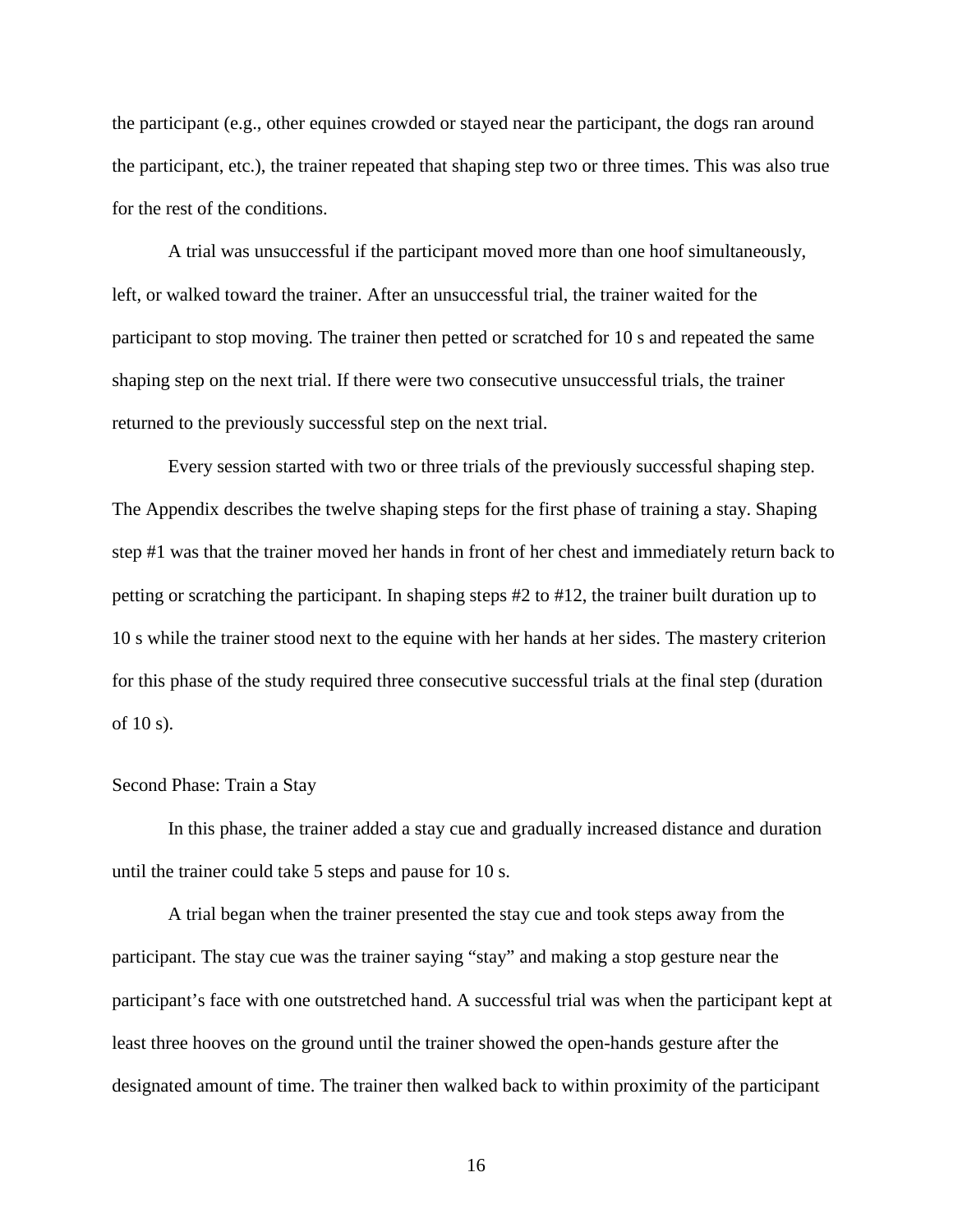the participant (e.g., other equines crowded or stayed near the participant, the dogs ran around the participant, etc.), the trainer repeated that shaping step two or three times. This was also true for the rest of the conditions.

A trial was unsuccessful if the participant moved more than one hoof simultaneously, left, or walked toward the trainer. After an unsuccessful trial, the trainer waited for the participant to stop moving. The trainer then petted or scratched for 10 s and repeated the same shaping step on the next trial. If there were two consecutive unsuccessful trials, the trainer returned to the previously successful step on the next trial.

Every session started with two or three trials of the previously successful shaping step. The Appendix describes the twelve shaping steps for the first phase of training a stay. Shaping step #1 was that the trainer moved her hands in front of her chest and immediately return back to petting or scratching the participant. In shaping steps #2 to #12, the trainer built duration up to 10 s while the trainer stood next to the equine with her hands at her sides. The mastery criterion for this phase of the study required three consecutive successful trials at the final step (duration of 10 s).

### Second Phase: Train a Stay

In this phase, the trainer added a stay cue and gradually increased distance and duration until the trainer could take 5 steps and pause for 10 s.

A trial began when the trainer presented the stay cue and took steps away from the participant. The stay cue was the trainer saying "stay" and making a stop gesture near the participant's face with one outstretched hand. A successful trial was when the participant kept at least three hooves on the ground until the trainer showed the open-hands gesture after the designated amount of time. The trainer then walked back to within proximity of the participant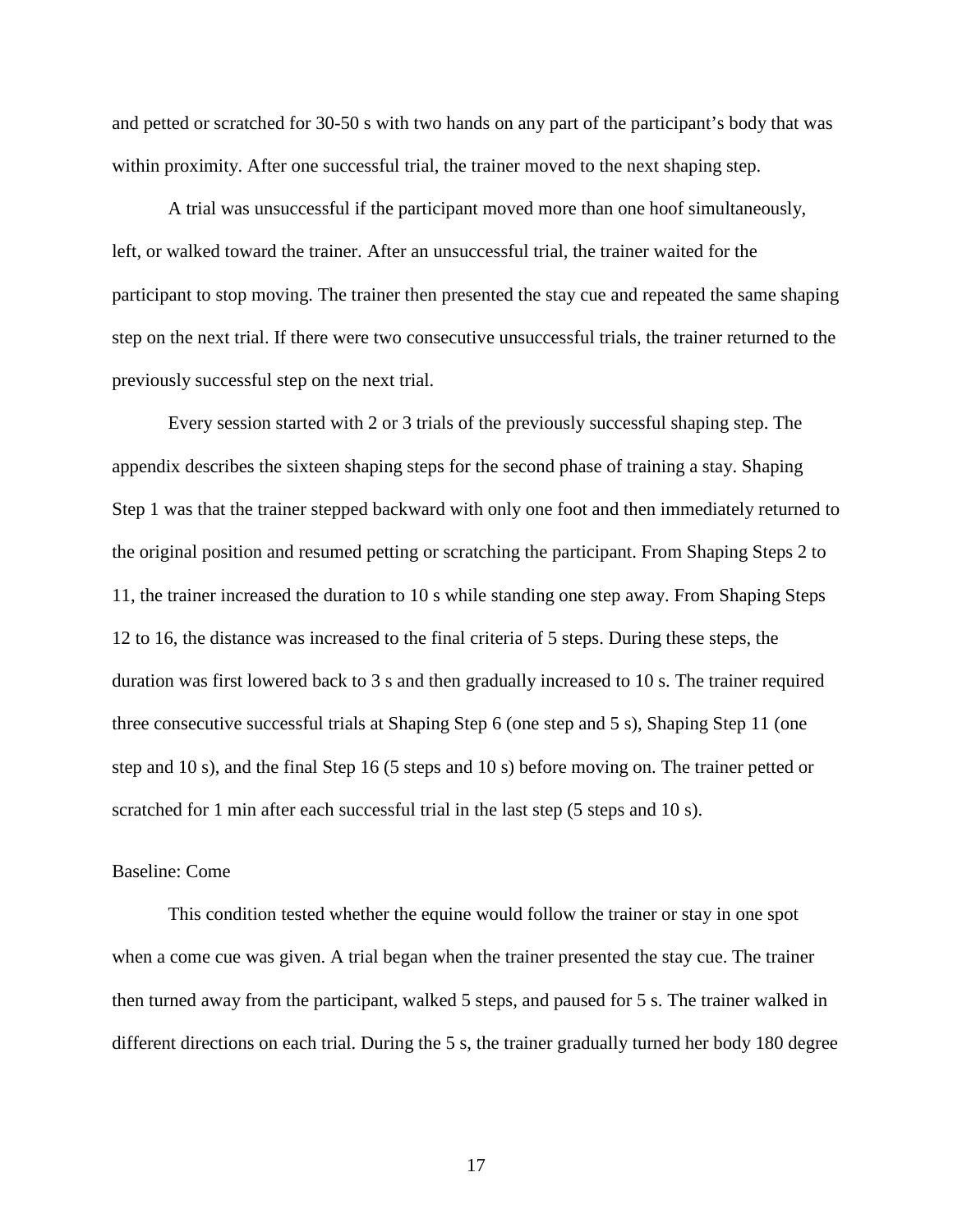and petted or scratched for 30-50 s with two hands on any part of the participant's body that was within proximity. After one successful trial, the trainer moved to the next shaping step.

A trial was unsuccessful if the participant moved more than one hoof simultaneously, left, or walked toward the trainer. After an unsuccessful trial, the trainer waited for the participant to stop moving. The trainer then presented the stay cue and repeated the same shaping step on the next trial. If there were two consecutive unsuccessful trials, the trainer returned to the previously successful step on the next trial.

Every session started with 2 or 3 trials of the previously successful shaping step. The appendix describes the sixteen shaping steps for the second phase of training a stay. Shaping Step 1 was that the trainer stepped backward with only one foot and then immediately returned to the original position and resumed petting or scratching the participant. From Shaping Steps 2 to 11, the trainer increased the duration to 10 s while standing one step away. From Shaping Steps 12 to 16, the distance was increased to the final criteria of 5 steps. During these steps, the duration was first lowered back to 3 s and then gradually increased to 10 s. The trainer required three consecutive successful trials at Shaping Step 6 (one step and 5 s), Shaping Step 11 (one step and 10 s), and the final Step 16 (5 steps and 10 s) before moving on. The trainer petted or scratched for 1 min after each successful trial in the last step (5 steps and 10 s).

## Baseline: Come

This condition tested whether the equine would follow the trainer or stay in one spot when a come cue was given. A trial began when the trainer presented the stay cue. The trainer then turned away from the participant, walked 5 steps, and paused for 5 s. The trainer walked in different directions on each trial. During the 5 s, the trainer gradually turned her body 180 degree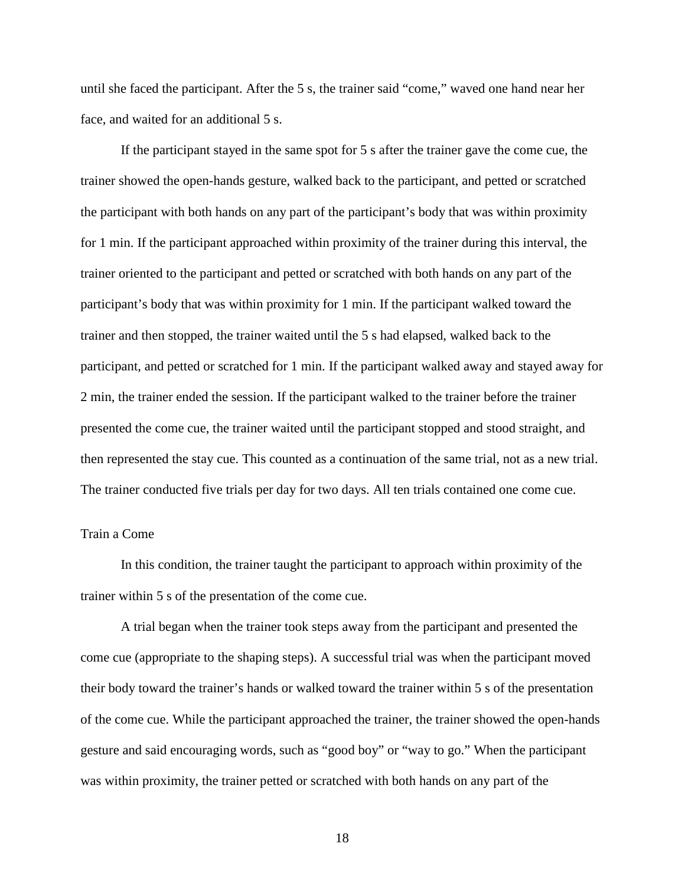until she faced the participant. After the 5 s, the trainer said "come," waved one hand near her face, and waited for an additional 5 s.

If the participant stayed in the same spot for 5 s after the trainer gave the come cue, the trainer showed the open-hands gesture, walked back to the participant, and petted or scratched the participant with both hands on any part of the participant's body that was within proximity for 1 min. If the participant approached within proximity of the trainer during this interval, the trainer oriented to the participant and petted or scratched with both hands on any part of the participant's body that was within proximity for 1 min. If the participant walked toward the trainer and then stopped, the trainer waited until the 5 s had elapsed, walked back to the participant, and petted or scratched for 1 min. If the participant walked away and stayed away for 2 min, the trainer ended the session. If the participant walked to the trainer before the trainer presented the come cue, the trainer waited until the participant stopped and stood straight, and then represented the stay cue. This counted as a continuation of the same trial, not as a new trial. The trainer conducted five trials per day for two days. All ten trials contained one come cue.

### Train a Come

In this condition, the trainer taught the participant to approach within proximity of the trainer within 5 s of the presentation of the come cue.

A trial began when the trainer took steps away from the participant and presented the come cue (appropriate to the shaping steps). A successful trial was when the participant moved their body toward the trainer's hands or walked toward the trainer within 5 s of the presentation of the come cue. While the participant approached the trainer, the trainer showed the open-hands gesture and said encouraging words, such as "good boy" or "way to go." When the participant was within proximity, the trainer petted or scratched with both hands on any part of the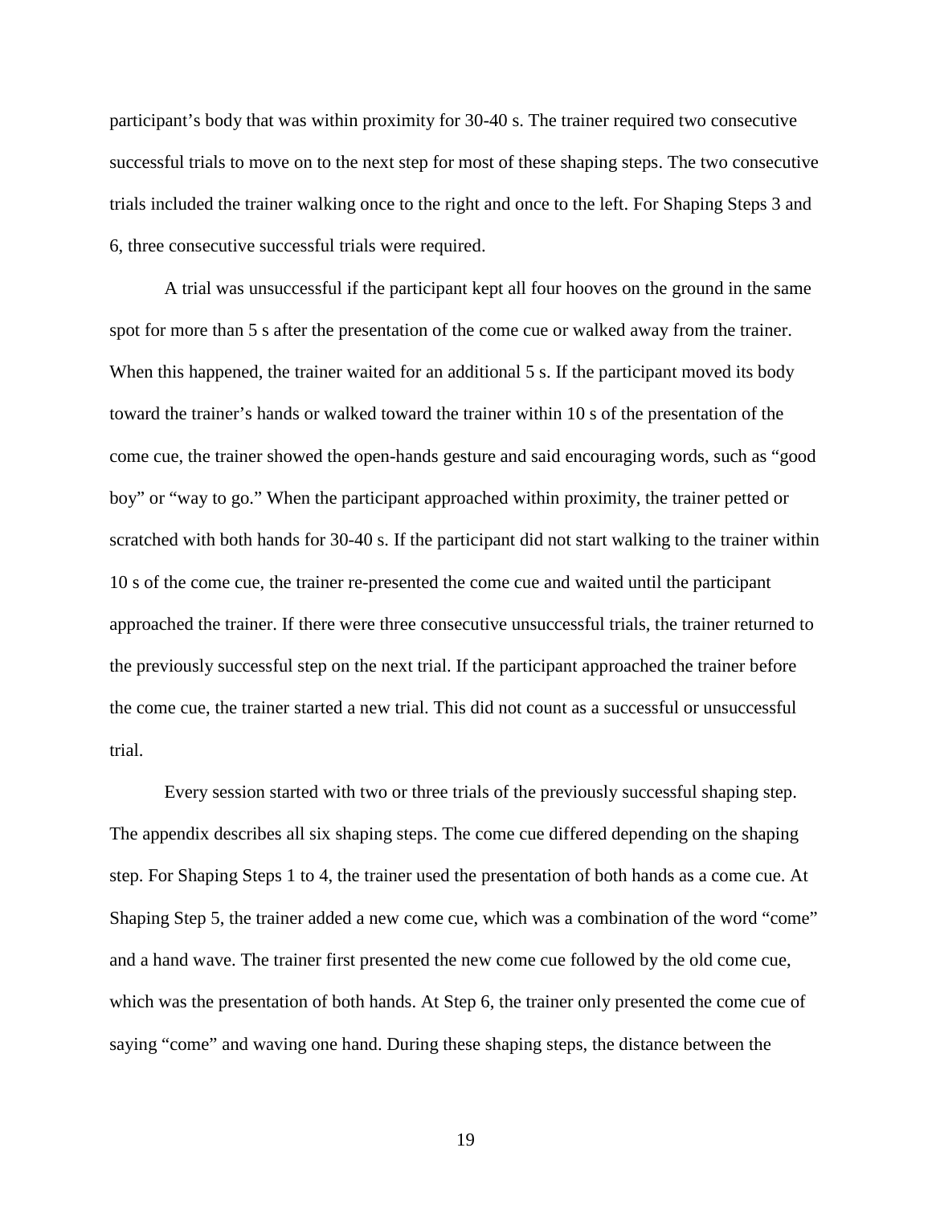participant's body that was within proximity for 30-40 s. The trainer required two consecutive successful trials to move on to the next step for most of these shaping steps. The two consecutive trials included the trainer walking once to the right and once to the left. For Shaping Steps 3 and 6, three consecutive successful trials were required.

A trial was unsuccessful if the participant kept all four hooves on the ground in the same spot for more than 5 s after the presentation of the come cue or walked away from the trainer. When this happened, the trainer waited for an additional 5 s. If the participant moved its body toward the trainer's hands or walked toward the trainer within 10 s of the presentation of the come cue, the trainer showed the open-hands gesture and said encouraging words, such as "good boy" or "way to go." When the participant approached within proximity, the trainer petted or scratched with both hands for 30-40 s. If the participant did not start walking to the trainer within 10 s of the come cue, the trainer re-presented the come cue and waited until the participant approached the trainer. If there were three consecutive unsuccessful trials, the trainer returned to the previously successful step on the next trial. If the participant approached the trainer before the come cue, the trainer started a new trial. This did not count as a successful or unsuccessful trial.

Every session started with two or three trials of the previously successful shaping step. The appendix describes all six shaping steps. The come cue differed depending on the shaping step. For Shaping Steps 1 to 4, the trainer used the presentation of both hands as a come cue. At Shaping Step 5, the trainer added a new come cue, which was a combination of the word "come" and a hand wave. The trainer first presented the new come cue followed by the old come cue, which was the presentation of both hands. At Step 6, the trainer only presented the come cue of saying "come" and waving one hand. During these shaping steps, the distance between the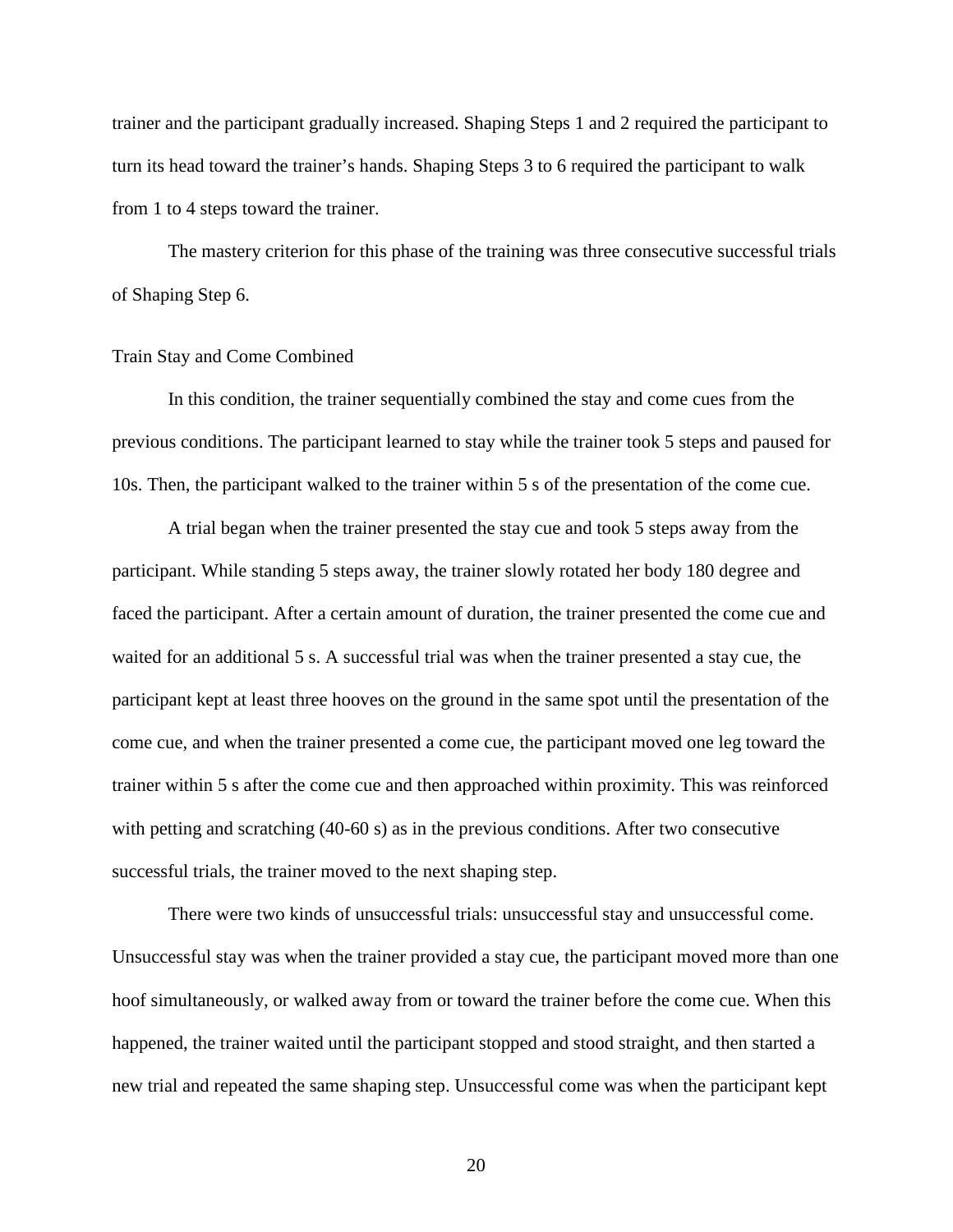trainer and the participant gradually increased. Shaping Steps 1 and 2 required the participant to turn its head toward the trainer's hands. Shaping Steps 3 to 6 required the participant to walk from 1 to 4 steps toward the trainer.

The mastery criterion for this phase of the training was three consecutive successful trials of Shaping Step 6.

### Train Stay and Come Combined

In this condition, the trainer sequentially combined the stay and come cues from the previous conditions. The participant learned to stay while the trainer took 5 steps and paused for 10s. Then, the participant walked to the trainer within 5 s of the presentation of the come cue.

A trial began when the trainer presented the stay cue and took 5 steps away from the participant. While standing 5 steps away, the trainer slowly rotated her body 180 degree and faced the participant. After a certain amount of duration, the trainer presented the come cue and waited for an additional 5 s. A successful trial was when the trainer presented a stay cue, the participant kept at least three hooves on the ground in the same spot until the presentation of the come cue, and when the trainer presented a come cue, the participant moved one leg toward the trainer within 5 s after the come cue and then approached within proximity. This was reinforced with petting and scratching (40-60 s) as in the previous conditions. After two consecutive successful trials, the trainer moved to the next shaping step.

There were two kinds of unsuccessful trials: unsuccessful stay and unsuccessful come. Unsuccessful stay was when the trainer provided a stay cue, the participant moved more than one hoof simultaneously, or walked away from or toward the trainer before the come cue. When this happened, the trainer waited until the participant stopped and stood straight, and then started a new trial and repeated the same shaping step. Unsuccessful come was when the participant kept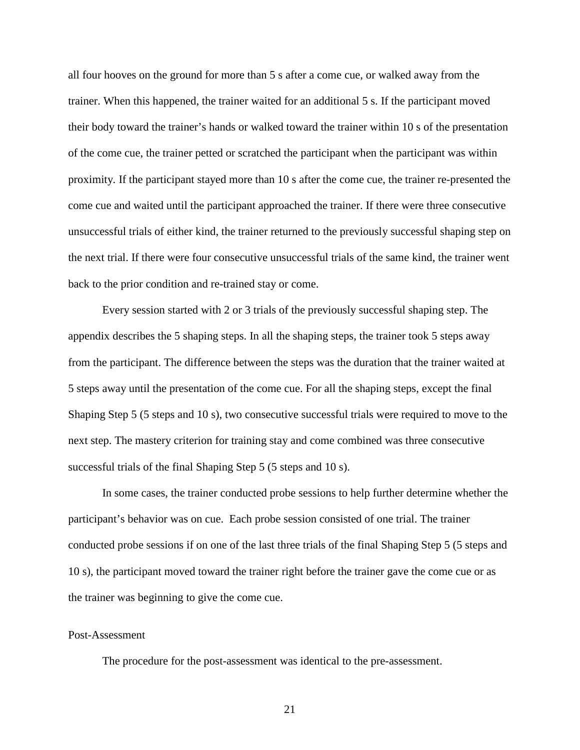all four hooves on the ground for more than 5 s after a come cue, or walked away from the trainer. When this happened, the trainer waited for an additional 5 s. If the participant moved their body toward the trainer's hands or walked toward the trainer within 10 s of the presentation of the come cue, the trainer petted or scratched the participant when the participant was within proximity. If the participant stayed more than 10 s after the come cue, the trainer re-presented the come cue and waited until the participant approached the trainer. If there were three consecutive unsuccessful trials of either kind, the trainer returned to the previously successful shaping step on the next trial. If there were four consecutive unsuccessful trials of the same kind, the trainer went back to the prior condition and re-trained stay or come.

Every session started with 2 or 3 trials of the previously successful shaping step. The appendix describes the 5 shaping steps. In all the shaping steps, the trainer took 5 steps away from the participant. The difference between the steps was the duration that the trainer waited at 5 steps away until the presentation of the come cue. For all the shaping steps, except the final Shaping Step 5 (5 steps and 10 s), two consecutive successful trials were required to move to the next step. The mastery criterion for training stay and come combined was three consecutive successful trials of the final Shaping Step 5 (5 steps and 10 s).

In some cases, the trainer conducted probe sessions to help further determine whether the participant's behavior was on cue. Each probe session consisted of one trial. The trainer conducted probe sessions if on one of the last three trials of the final Shaping Step 5 (5 steps and 10 s), the participant moved toward the trainer right before the trainer gave the come cue or as the trainer was beginning to give the come cue.

### Post-Assessment

The procedure for the post-assessment was identical to the pre-assessment.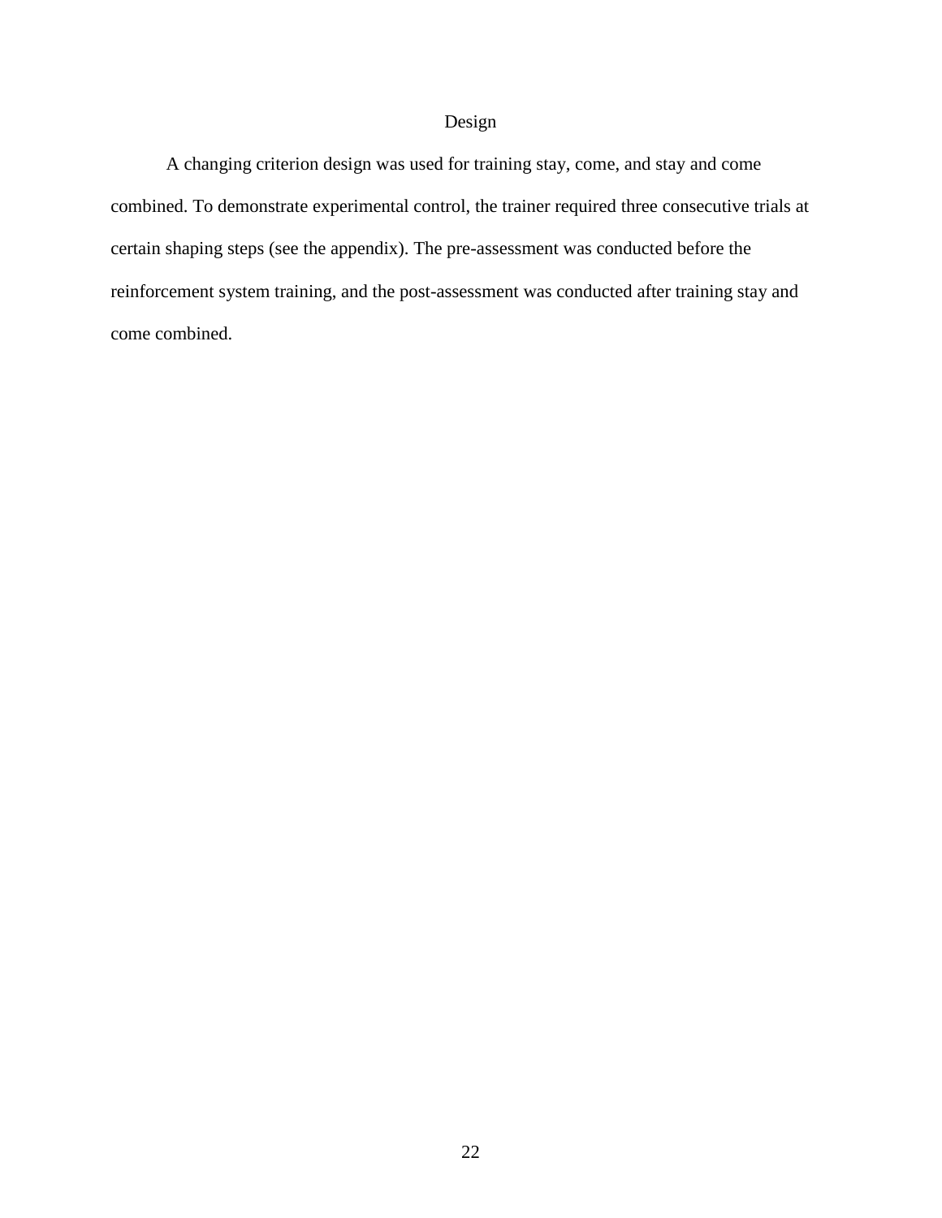## Design

A changing criterion design was used for training stay, come, and stay and come combined. To demonstrate experimental control, the trainer required three consecutive trials at certain shaping steps (see the appendix). The pre-assessment was conducted before the reinforcement system training, and the post-assessment was conducted after training stay and come combined.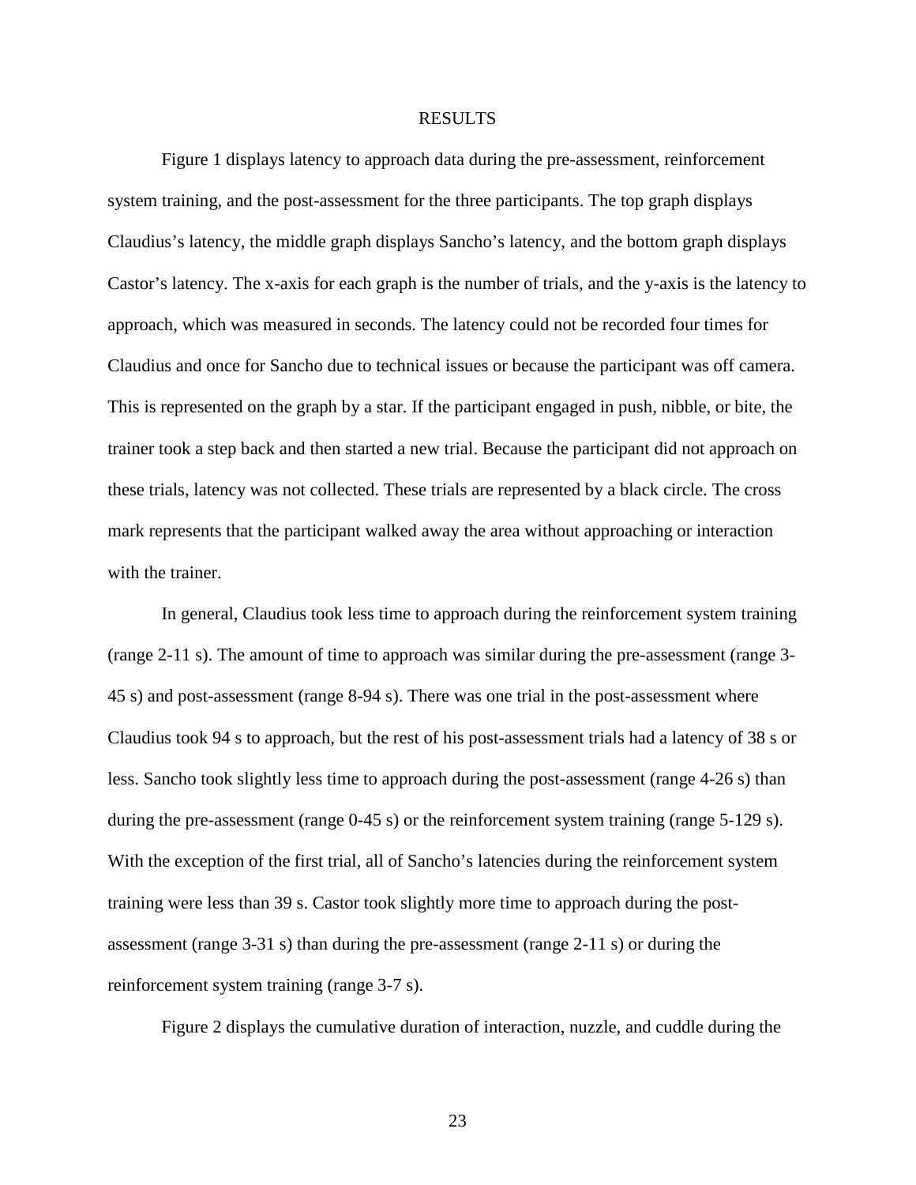# RESULTS

Figure 1 displays latency to approach data during the pre-assessment, reinforcement system training, and the post-assessment for the three participants. The top graph displays Claudius's latency, the middle graph displays Sancho's latency, and the bottom graph displays Castor's latency. The x-axis for each graph is the number of trials, and the y-axis is the latency to approach, which was measured in seconds. The latency could not be recorded four times for Claudius and once for Sancho due to technical issues or because the participant was off camera. This is represented on the graph by a star. If the participant engaged in push, nibble, or bite, the trainer took a step back and then started a new trial. Because the participant did not approach on these trials, latency was not collected. These trials are represented by a black circle. The cross mark represents that the participant walked away the area without approaching or interaction with the trainer.

In general, Claudius took less time to approach during the reinforcement system training (range 2-11 s). The amount of time to approach was similar during the pre-assessment (range 3-45 s) and post-assessment (range 8-94 s). There was one trial in the post-assessment where Claudius took 94 s to approach, but the rest of his post-assessment trials had a latency of 38 s or less. Sancho took slightly less time to approach during the post-assessment (range 4-26 s) than during the pre-assessment (range 0-45 s) or the reinforcement system training (range 5-129 s). With the exception of the first trial, all of Sancho's latencies during the reinforcement system training were less than 39 s. Castor took slightly more time to approach during the post-assessment (range 3-31 s) than during the pre-assessment (range 2-11 s) or during the reinforcement system training (range 3-7 s).

Figure 2 displays the cumulative duration of interaction, nuzzle, and cuddle during the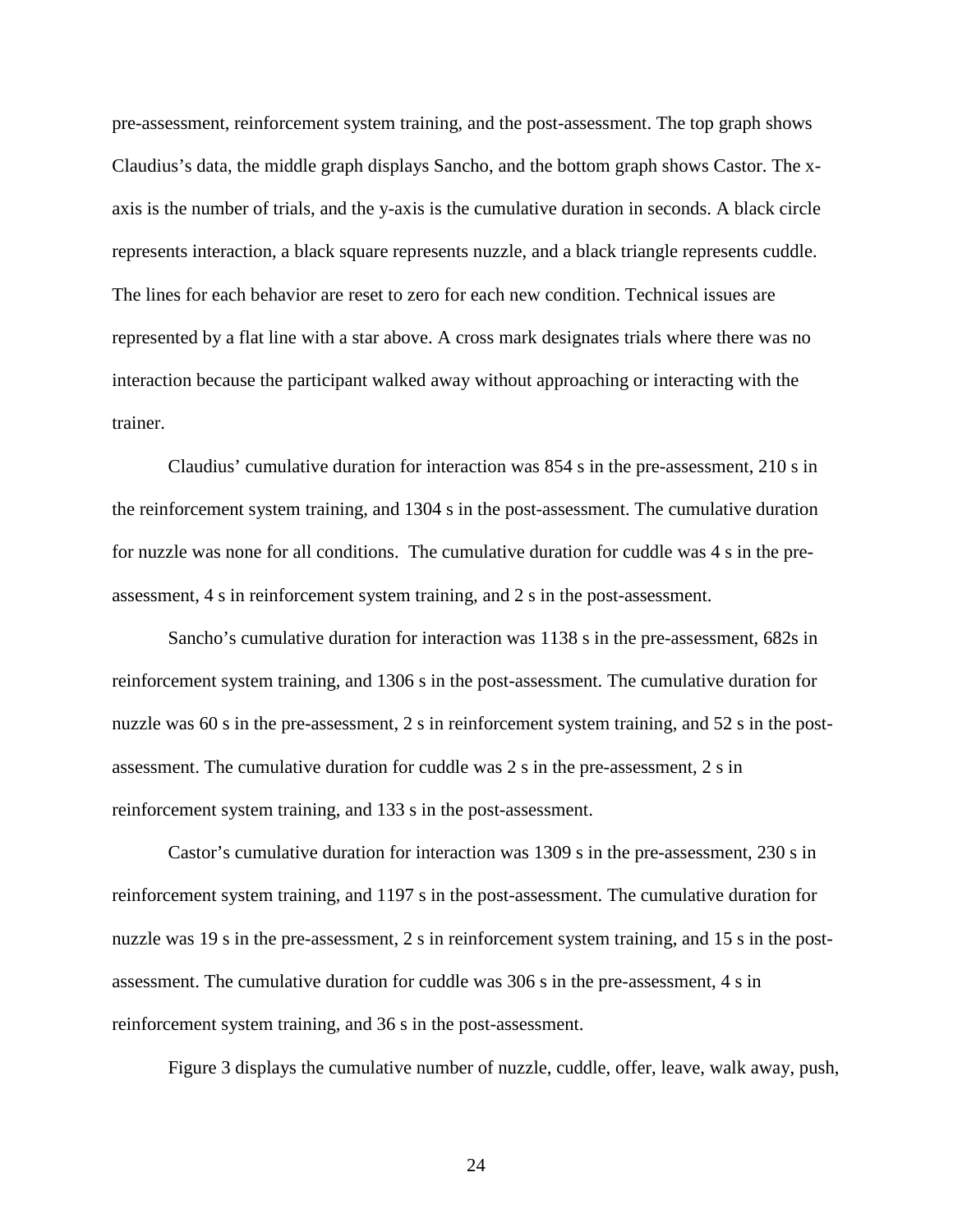pre-assessment, reinforcement system training, and the post-assessment. The top graph shows Claudius's data, the middle graph displays Sancho, and the bottom graph shows Castor. The x-axis is the number of trials, and the y-axis is the cumulative duration in seconds. A black circle represents interaction, a black square represents nuzzle, and a black triangle represents cuddle. The lines for each behavior are reset to zero for each new condition. Technical issues are represented by a flat line with a star above. A cross mark designates trials where there was no interaction because the participant walked away without approaching or interacting with the trainer.

Claudius' cumulative duration for interaction was 854 s in the pre-assessment, 210 s in the reinforcement system training, and 1304 s in the post-assessment. The cumulative duration for nuzzle was none for all conditions.  The cumulative duration for cuddle was 4 s in the pre-assessment, 4 s in reinforcement system training, and 2 s in the post-assessment.

Sancho's cumulative duration for interaction was 1138 s in the pre-assessment, 682s in reinforcement system training, and 1306 s in the post-assessment. The cumulative duration for nuzzle was 60 s in the pre-assessment, 2 s in reinforcement system training, and 52 s in the post-assessment. The cumulative duration for cuddle was 2 s in the pre-assessment, 2 s in reinforcement system training, and 133 s in the post-assessment.

Castor's cumulative duration for interaction was 1309 s in the pre-assessment, 230 s in reinforcement system training, and 1197 s in the post-assessment. The cumulative duration for nuzzle was 19 s in the pre-assessment, 2 s in reinforcement system training, and 15 s in the post-assessment. The cumulative duration for cuddle was 306 s in the pre-assessment, 4 s in reinforcement system training, and 36 s in the post-assessment.

Figure 3 displays the cumulative number of nuzzle, cuddle, offer, leave, walk away, push,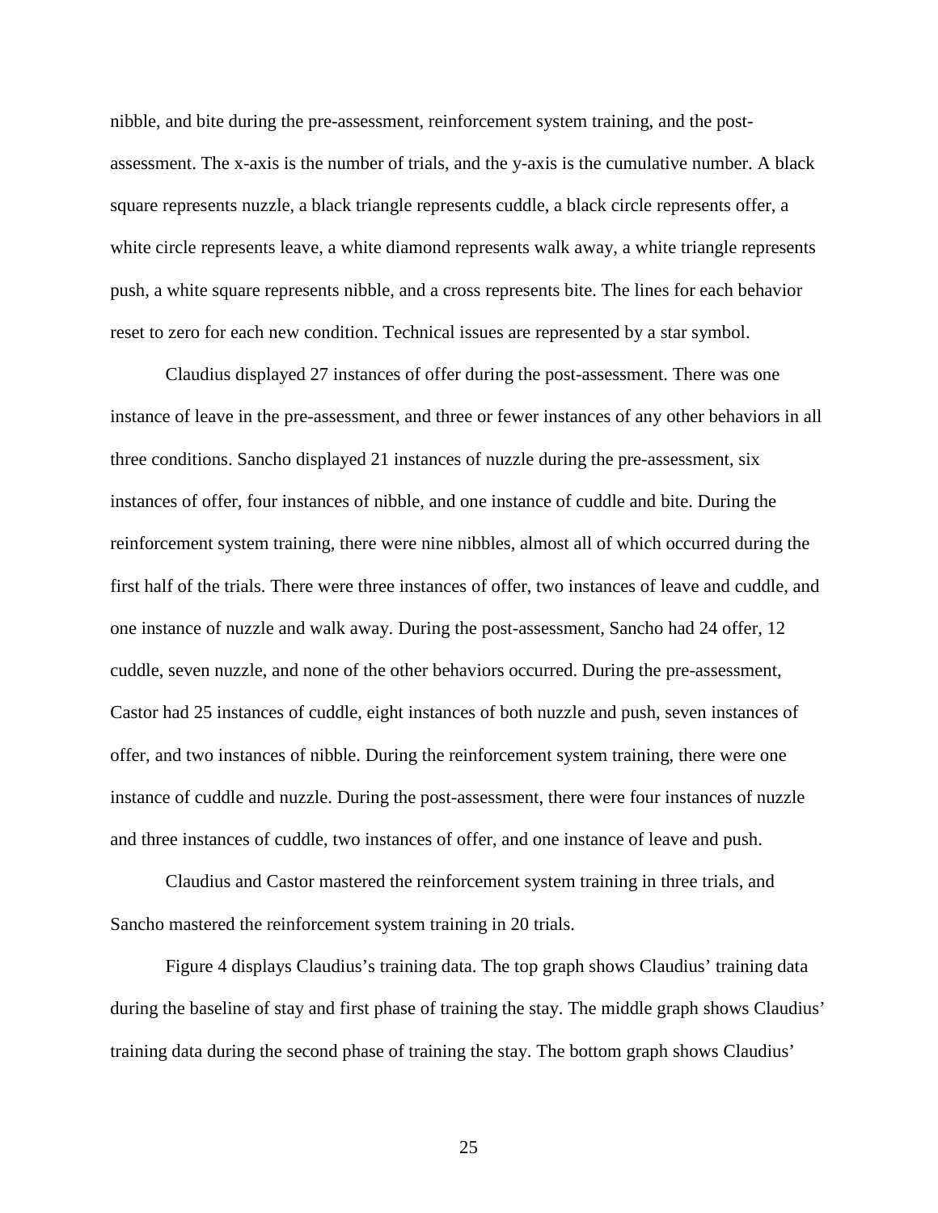nibble, and bite during the pre-assessment, reinforcement system training, and the post-assessment. The x-axis is the number of trials, and the y-axis is the cumulative number. A black square represents nuzzle, a black triangle represents cuddle, a black circle represents offer, a white circle represents leave, a white diamond represents walk away, a white triangle represents push, a white square represents nibble, and a cross represents bite. The lines for each behavior reset to zero for each new condition. Technical issues are represented by a star symbol.

Claudius displayed 27 instances of offer during the post-assessment. There was one instance of leave in the pre-assessment, and three or fewer instances of any other behaviors in all three conditions. Sancho displayed 21 instances of nuzzle during the pre-assessment, six instances of offer, four instances of nibble, and one instance of cuddle and bite. During the reinforcement system training, there were nine nibbles, almost all of which occurred during the first half of the trials. There were three instances of offer, two instances of leave and cuddle, and one instance of nuzzle and walk away. During the post-assessment, Sancho had 24 offer, 12 cuddle, seven nuzzle, and none of the other behaviors occurred. During the pre-assessment, Castor had 25 instances of cuddle, eight instances of both nuzzle and push, seven instances of offer, and two instances of nibble. During the reinforcement system training, there were one instance of cuddle and nuzzle. During the post-assessment, there were four instances of nuzzle and three instances of cuddle, two instances of offer, and one instance of leave and push.

Claudius and Castor mastered the reinforcement system training in three trials, and Sancho mastered the reinforcement system training in 20 trials.

Figure 4 displays Claudius's training data. The top graph shows Claudius' training data during the baseline of stay and first phase of training the stay. The middle graph shows Claudius' training data during the second phase of training the stay. The bottom graph shows Claudius'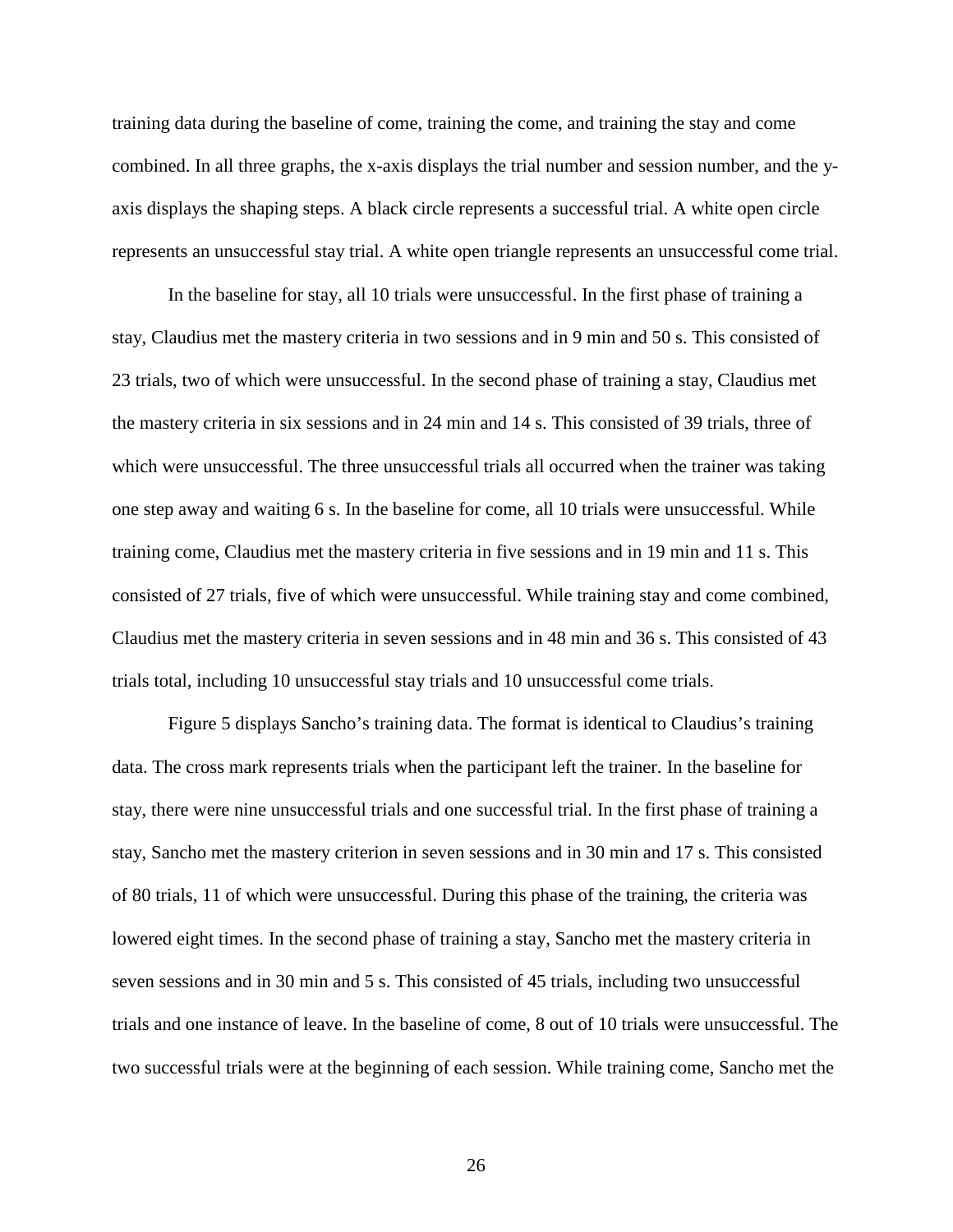training data during the baseline of come, training the come, and training the stay and come combined. In all three graphs, the x-axis displays the trial number and session number, and the y-axis displays the shaping steps. A black circle represents a successful trial. A white open circle represents an unsuccessful stay trial. A white open triangle represents an unsuccessful come trial.

In the baseline for stay, all 10 trials were unsuccessful. In the first phase of training a stay, Claudius met the mastery criteria in two sessions and in 9 min and 50 s. This consisted of 23 trials, two of which were unsuccessful. In the second phase of training a stay, Claudius met the mastery criteria in six sessions and in 24 min and 14 s. This consisted of 39 trials, three of which were unsuccessful. The three unsuccessful trials all occurred when the trainer was taking one step away and waiting 6 s. In the baseline for come, all 10 trials were unsuccessful. While training come, Claudius met the mastery criteria in five sessions and in 19 min and 11 s. This consisted of 27 trials, five of which were unsuccessful. While training stay and come combined, Claudius met the mastery criteria in seven sessions and in 48 min and 36 s. This consisted of 43 trials total, including 10 unsuccessful stay trials and 10 unsuccessful come trials.

Figure 5 displays Sancho's training data. The format is identical to Claudius's training data. The cross mark represents trials when the participant left the trainer. In the baseline for stay, there were nine unsuccessful trials and one successful trial. In the first phase of training a stay, Sancho met the mastery criterion in seven sessions and in 30 min and 17 s. This consisted of 80 trials, 11 of which were unsuccessful. During this phase of the training, the criteria was lowered eight times. In the second phase of training a stay, Sancho met the mastery criteria in seven sessions and in 30 min and 5 s. This consisted of 45 trials, including two unsuccessful trials and one instance of leave. In the baseline of come, 8 out of 10 trials were unsuccessful. The two successful trials were at the beginning of each session. While training come, Sancho met the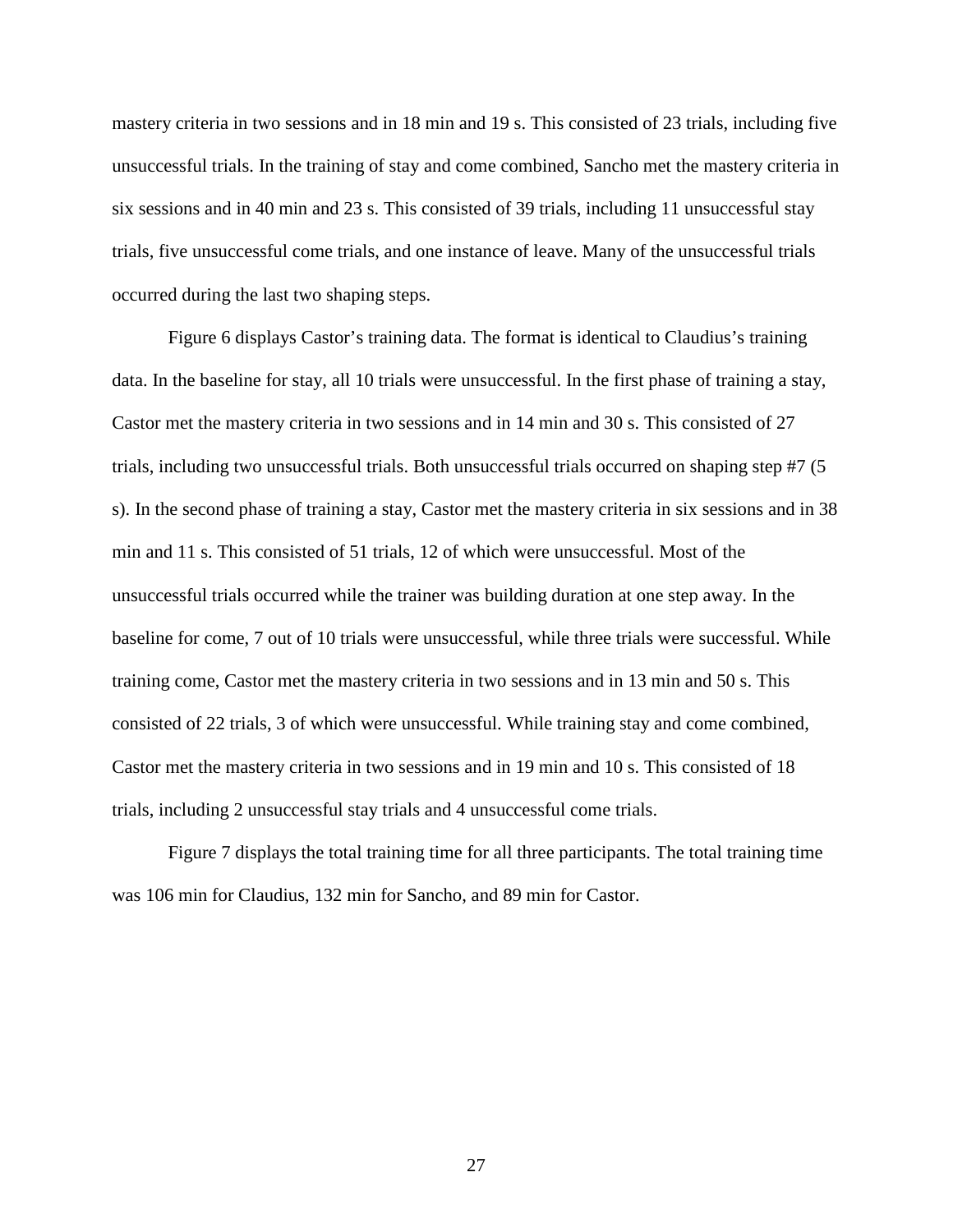mastery criteria in two sessions and in 18 min and 19 s. This consisted of 23 trials, including five unsuccessful trials. In the training of stay and come combined, Sancho met the mastery criteria in six sessions and in 40 min and 23 s. This consisted of 39 trials, including 11 unsuccessful stay trials, five unsuccessful come trials, and one instance of leave. Many of the unsuccessful trials occurred during the last two shaping steps.

Figure 6 displays Castor's training data. The format is identical to Claudius's training data. In the baseline for stay, all 10 trials were unsuccessful. In the first phase of training a stay, Castor met the mastery criteria in two sessions and in 14 min and 30 s. This consisted of 27 trials, including two unsuccessful trials. Both unsuccessful trials occurred on shaping step #7 (5 s). In the second phase of training a stay, Castor met the mastery criteria in six sessions and in 38 min and 11 s. This consisted of 51 trials, 12 of which were unsuccessful. Most of the unsuccessful trials occurred while the trainer was building duration at one step away. In the baseline for come, 7 out of 10 trials were unsuccessful, while three trials were successful. While training come, Castor met the mastery criteria in two sessions and in 13 min and 50 s. This consisted of 22 trials, 3 of which were unsuccessful. While training stay and come combined, Castor met the mastery criteria in two sessions and in 19 min and 10 s. This consisted of 18 trials, including 2 unsuccessful stay trials and 4 unsuccessful come trials.

Figure 7 displays the total training time for all three participants. The total training time was 106 min for Claudius, 132 min for Sancho, and 89 min for Castor.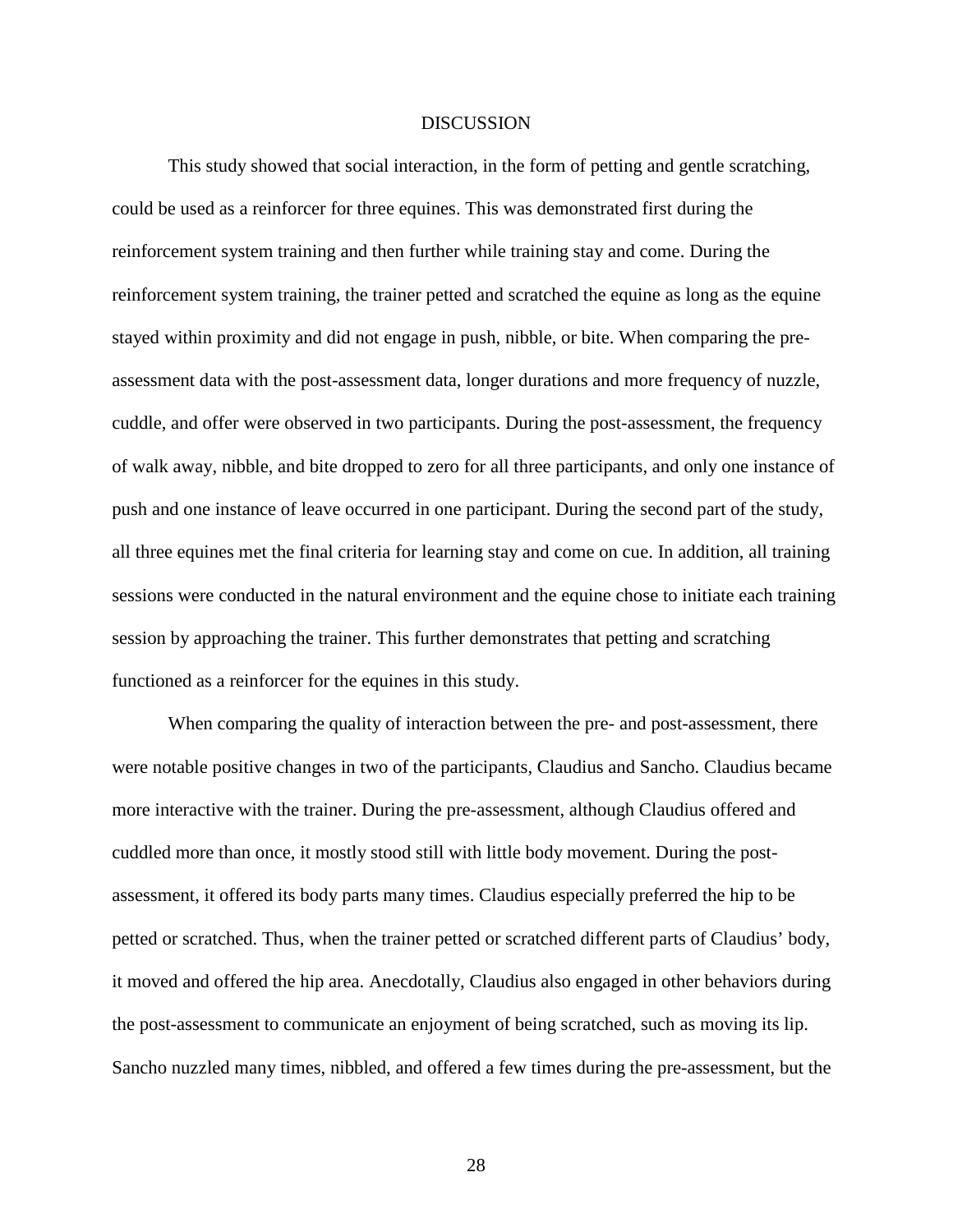# DISCUSSION

This study showed that social interaction, in the form of petting and gentle scratching, could be used as a reinforcer for three equines. This was demonstrated first during the reinforcement system training and then further while training stay and come. During the reinforcement system training, the trainer petted and scratched the equine as long as the equine stayed within proximity and did not engage in push, nibble, or bite. When comparing the pre-assessment data with the post-assessment data, longer durations and more frequency of nuzzle, cuddle, and offer were observed in two participants. During the post-assessment, the frequency of walk away, nibble, and bite dropped to zero for all three participants, and only one instance of push and one instance of leave occurred in one participant. During the second part of the study, all three equines met the final criteria for learning stay and come on cue. In addition, all training sessions were conducted in the natural environment and the equine chose to initiate each training session by approaching the trainer. This further demonstrates that petting and scratching functioned as a reinforcer for the equines in this study.

When comparing the quality of interaction between the pre- and post-assessment, there were notable positive changes in two of the participants, Claudius and Sancho. Claudius became more interactive with the trainer. During the pre-assessment, although Claudius offered and cuddled more than once, it mostly stood still with little body movement. During the post-assessment, it offered its body parts many times. Claudius especially preferred the hip to be petted or scratched. Thus, when the trainer petted or scratched different parts of Claudius' body, it moved and offered the hip area. Anecdotally, Claudius also engaged in other behaviors during the post-assessment to communicate an enjoyment of being scratched, such as moving its lip. Sancho nuzzled many times, nibbled, and offered a few times during the pre-assessment, but the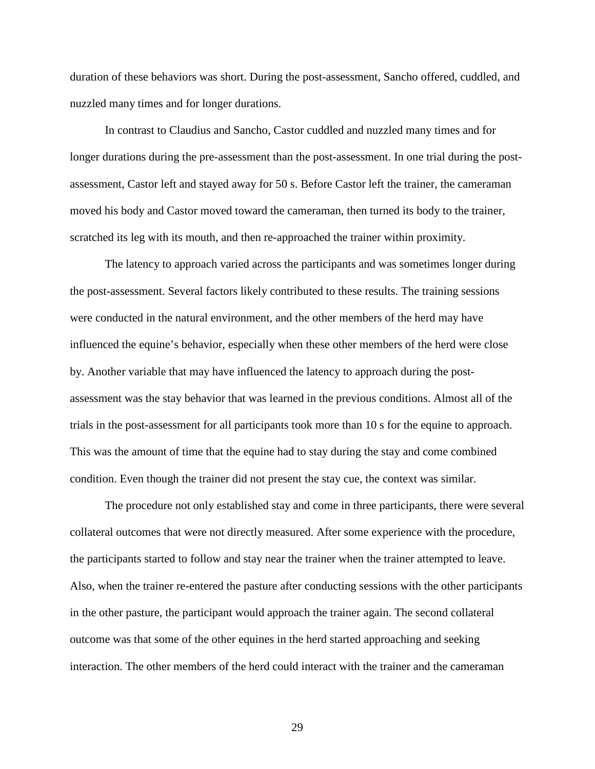duration of these behaviors was short. During the post-assessment, Sancho offered, cuddled, and nuzzled many times and for longer durations.

In contrast to Claudius and Sancho, Castor cuddled and nuzzled many times and for longer durations during the pre-assessment than the post-assessment. In one trial during the post-assessment, Castor left and stayed away for 50 s. Before Castor left the trainer, the cameraman moved his body and Castor moved toward the cameraman, then turned its body to the trainer, scratched its leg with its mouth, and then re-approached the trainer within proximity.

The latency to approach varied across the participants and was sometimes longer during the post-assessment. Several factors likely contributed to these results. The training sessions were conducted in the natural environment, and the other members of the herd may have influenced the equine's behavior, especially when these other members of the herd were close by. Another variable that may have influenced the latency to approach during the post-assessment was the stay behavior that was learned in the previous conditions. Almost all of the trials in the post-assessment for all participants took more than 10 s for the equine to approach. This was the amount of time that the equine had to stay during the stay and come combined condition. Even though the trainer did not present the stay cue, the context was similar.

The procedure not only established stay and come in three participants, there were several collateral outcomes that were not directly measured. After some experience with the procedure, the participants started to follow and stay near the trainer when the trainer attempted to leave. Also, when the trainer re-entered the pasture after conducting sessions with the other participants in the other pasture, the participant would approach the trainer again. The second collateral outcome was that some of the other equines in the herd started approaching and seeking interaction. The other members of the herd could interact with the trainer and the cameraman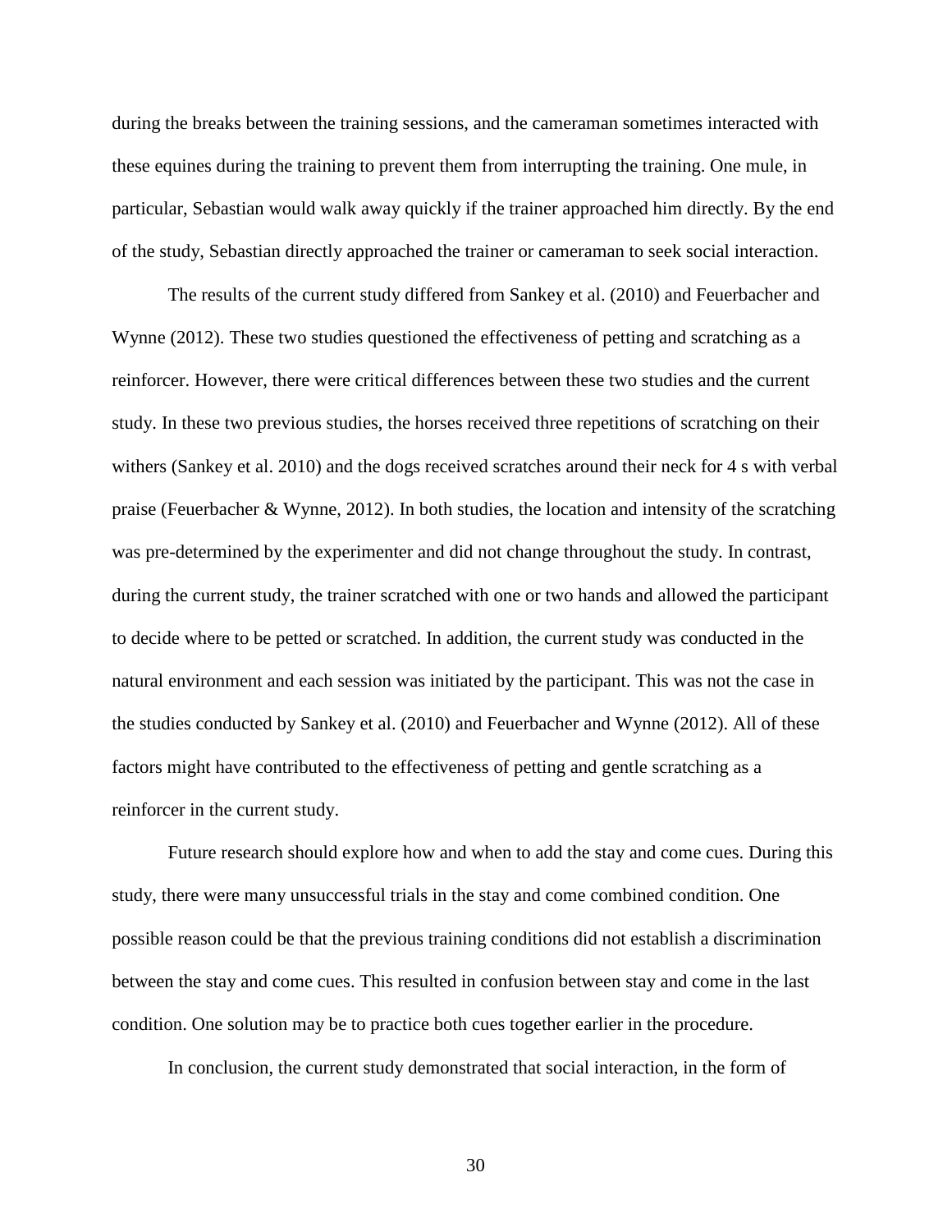during the breaks between the training sessions, and the cameraman sometimes interacted with these equines during the training to prevent them from interrupting the training. One mule, in particular, Sebastian would walk away quickly if the trainer approached him directly. By the end of the study, Sebastian directly approached the trainer or cameraman to seek social interaction.

The results of the current study differed from Sankey et al. (2010) and Feuerbacher and Wynne (2012). These two studies questioned the effectiveness of petting and scratching as a reinforcer. However, there were critical differences between these two studies and the current study. In these two previous studies, the horses received three repetitions of scratching on their withers (Sankey et al. 2010) and the dogs received scratches around their neck for 4 s with verbal praise (Feuerbacher & Wynne, 2012). In both studies, the location and intensity of the scratching was pre-determined by the experimenter and did not change throughout the study. In contrast, during the current study, the trainer scratched with one or two hands and allowed the participant to decide where to be petted or scratched. In addition, the current study was conducted in the natural environment and each session was initiated by the participant. This was not the case in the studies conducted by Sankey et al. (2010) and Feuerbacher and Wynne (2012). All of these factors might have contributed to the effectiveness of petting and gentle scratching as a reinforcer in the current study.

Future research should explore how and when to add the stay and come cues. During this study, there were many unsuccessful trials in the stay and come combined condition. One possible reason could be that the previous training conditions did not establish a discrimination between the stay and come cues. This resulted in confusion between stay and come in the last condition. One solution may be to practice both cues together earlier in the procedure.

In conclusion, the current study demonstrated that social interaction, in the form of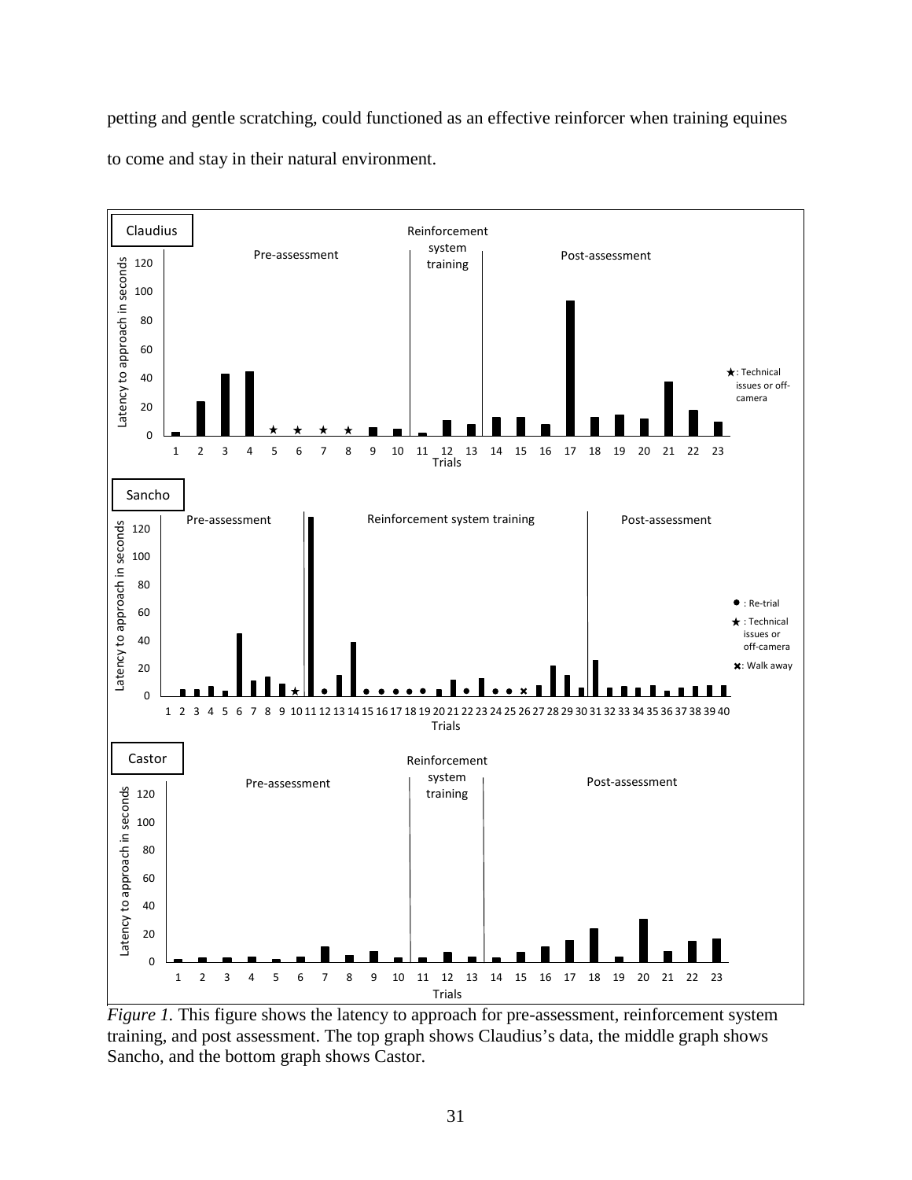petting and gentle scratching, could functioned as an effective reinforcer when training equines to come and stay in their natural environment.

*Figure 1.* This figure shows the latency to approach for pre-assessment, reinforcement system training, and post assessment. The top graph shows Claudius's data, the middle graph shows Sancho, and the bottom graph shows Castor.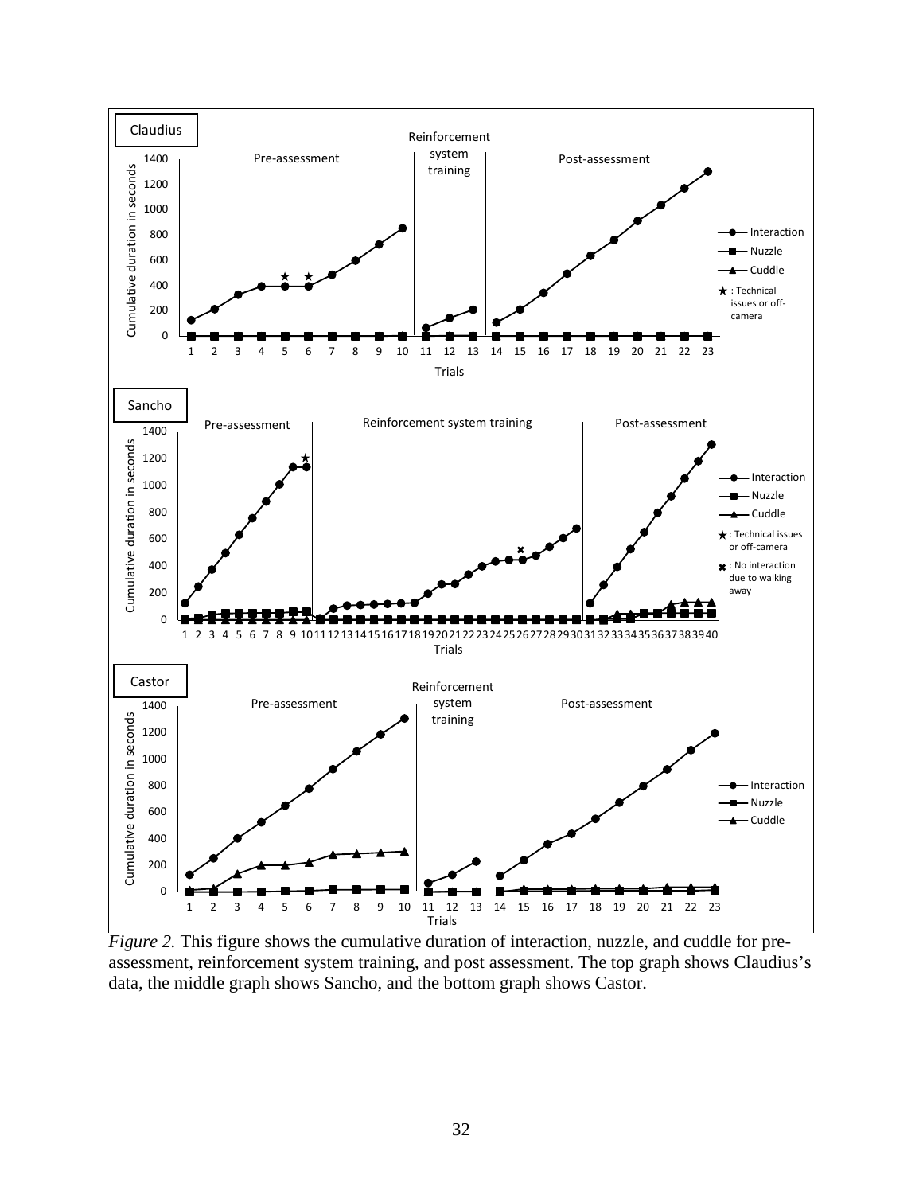*Figure 2.* This figure shows the cumulative duration of interaction, nuzzle, and cuddle for pre-assessment, reinforcement system training, and post assessment. The top graph shows Claudius's data, the middle graph shows Sancho, and the bottom graph shows Castor.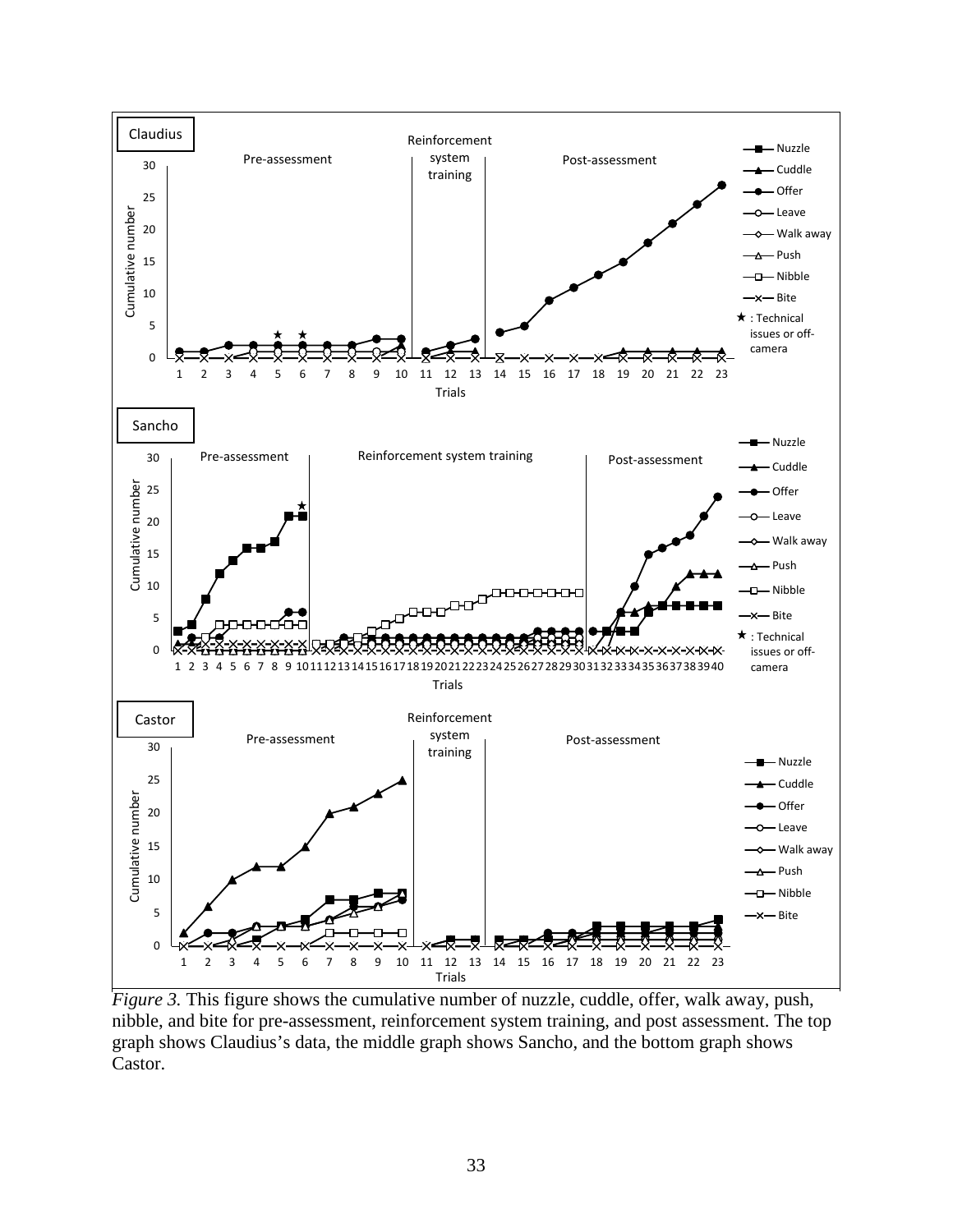*Figure 3.* This figure shows the cumulative number of nuzzle, cuddle, offer, walk away, push, nibble, and bite for pre-assessment, reinforcement system training, and post assessment. The top graph shows Claudius's data, the middle graph shows Sancho, and the bottom graph shows Castor.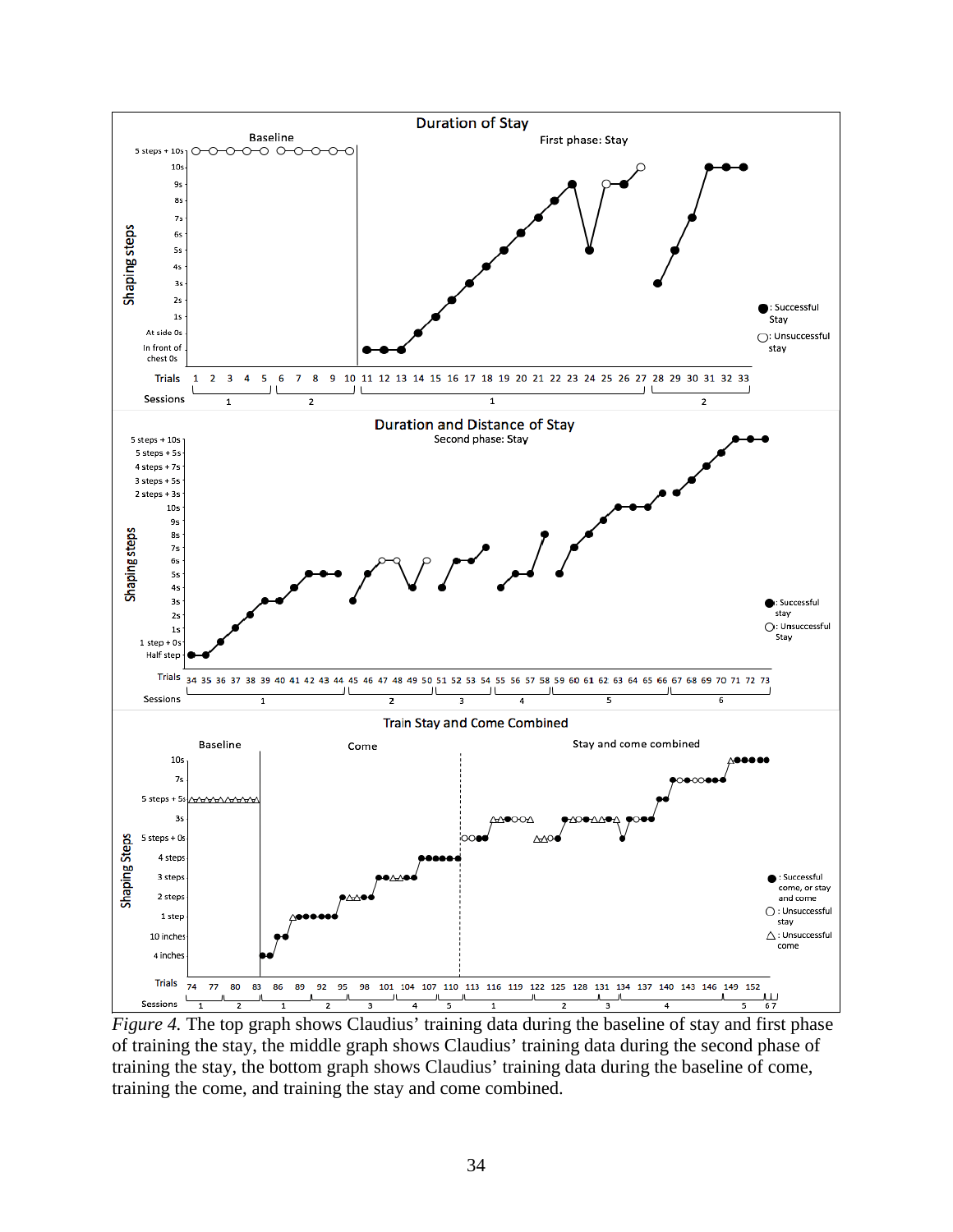*Figure 4.* The top graph shows Claudius' training data during the baseline of stay and first phase of training the stay, the middle graph shows Claudius' training data during the second phase of training the stay, the bottom graph shows Claudius' training data during the baseline of come, training the come, and training the stay and come combined.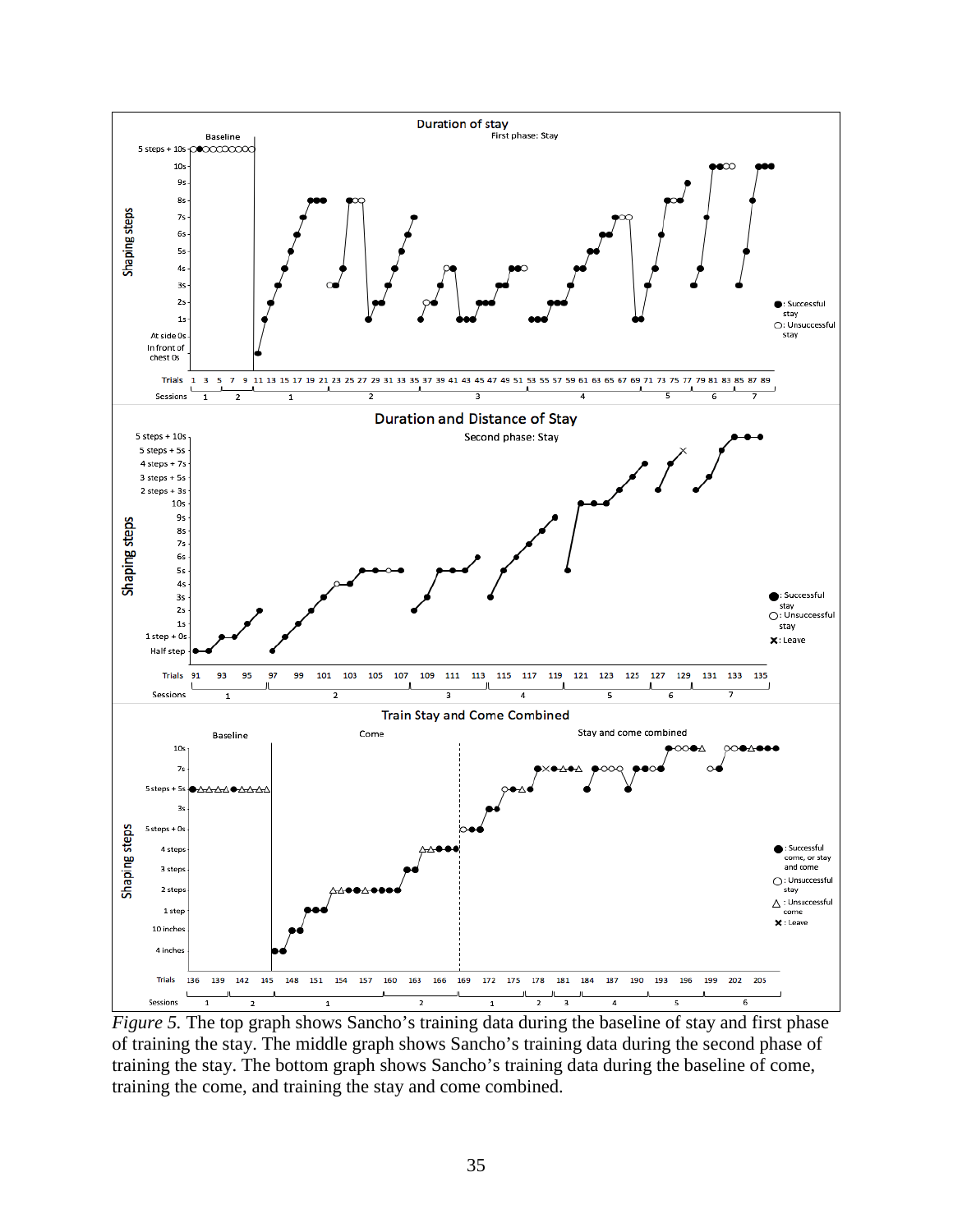*Figure 5.* The top graph shows Sancho's training data during the baseline of stay and first phase of training the stay. The middle graph shows Sancho's training data during the second phase of training the stay. The bottom graph shows Sancho's training data during the baseline of come, training the come, and training the stay and come combined.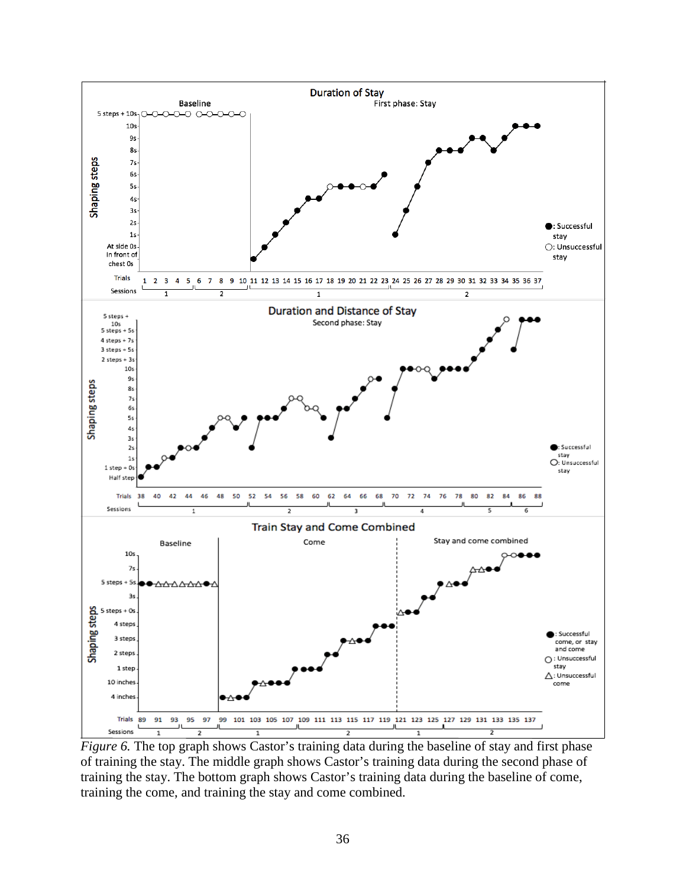*Figure 6.* The top graph shows Castor's training data during the baseline of stay and first phase of training the stay. The middle graph shows Castor's training data during the second phase of training the stay. The bottom graph shows Castor's training data during the baseline of come, training the come, and training the stay and come combined.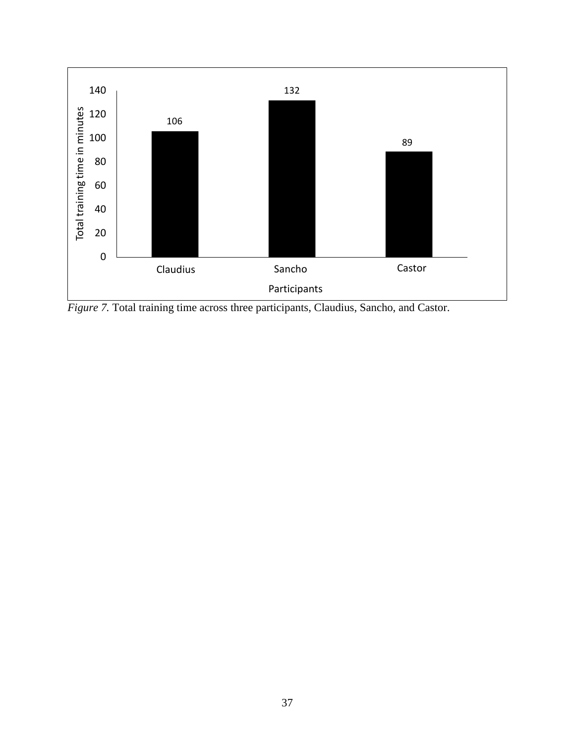| Participants | Total training time in minutes |
|---|---|
| Claudius | 106 |
| Sancho | 132 |
| Castor | 89 |

*Figure 7.* Total training time across three participants, Claudius, Sancho, and Castor.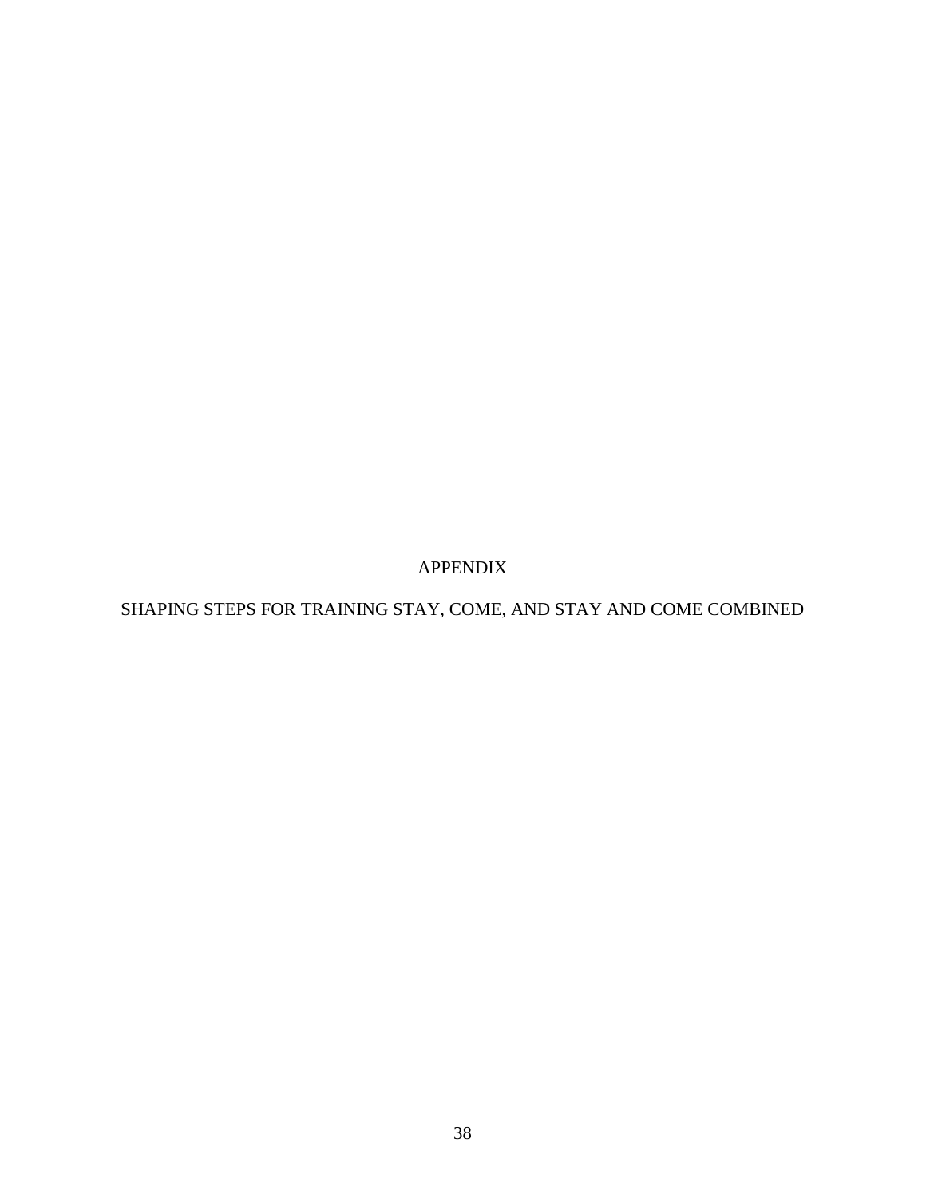# APPENDIX

## SHAPING STEPS FOR TRAINING STAY, COME, AND STAY AND COME COMBINED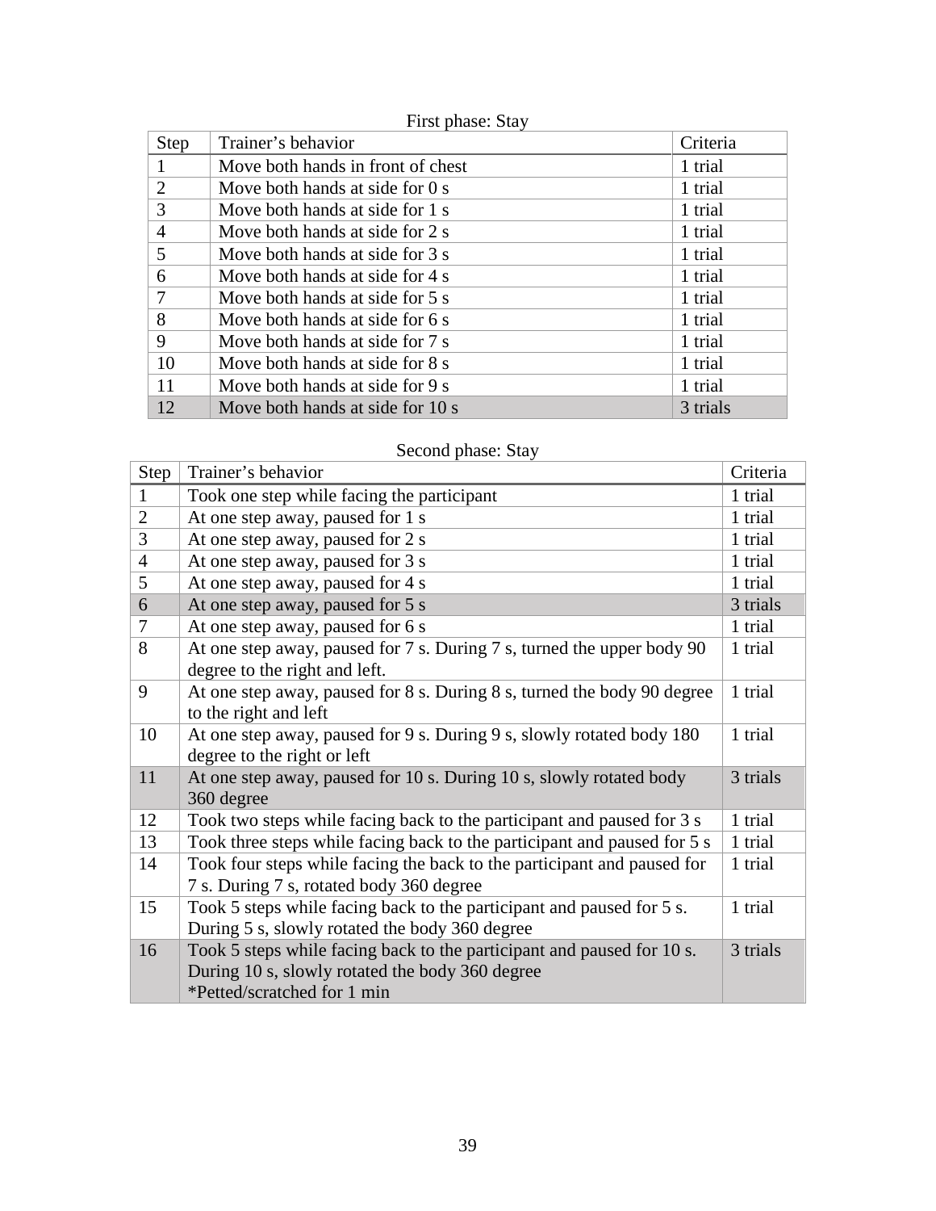First phase: Stay

| Step | Trainer's behavior | Criteria |
|---|---|---|
| 1 | Move both hands in front of chest | 1 trial |
| 2 | Move both hands at side for 0 s | 1 trial |
| 3 | Move both hands at side for 1 s | 1 trial |
| 4 | Move both hands at side for 2 s | 1 trial |
| 5 | Move both hands at side for 3 s | 1 trial |
| 6 | Move both hands at side for 4 s | 1 trial |
| 7 | Move both hands at side for 5 s | 1 trial |
| 8 | Move both hands at side for 6 s | 1 trial |
| 9 | Move both hands at side for 7 s | 1 trial |
| 10 | Move both hands at side for 8 s | 1 trial |
| 11 | Move both hands at side for 9 s | 1 trial |
| 12 | Move both hands at side for 10 s | 3 trials |

Second phase: Stay

| Step | Trainer's behavior | Criteria |
|---|---|---|
| 1 | Took one step while facing the participant | 1 trial |
| 2 | At one step away, paused for 1 s | 1 trial |
| 3 | At one step away, paused for 2 s | 1 trial |
| 4 | At one step away, paused for 3 s | 1 trial |
| 5 | At one step away, paused for 4 s | 1 trial |
| 6 | At one step away, paused for 5 s | 3 trials |
| 7 | At one step away, paused for 6 s | 1 trial |
| 8 | At one step away, paused for 7 s. During 7 s, turned the upper body 90 degree to the right and left. | 1 trial |
| 9 | At one step away, paused for 8 s. During 8 s, turned the body 90 degree to the right and left | 1 trial |
| 10 | At one step away, paused for 9 s. During 9 s, slowly rotated body 180 degree to the right or left | 1 trial |
| 11 | At one step away, paused for 10 s. During 10 s, slowly rotated body 360 degree | 3 trials |
| 12 | Took two steps while facing back to the participant and paused for 3 s | 1 trial |
| 13 | Took three steps while facing back to the participant and paused for 5 s | 1 trial |
| 14 | Took four steps while facing the back to the participant and paused for 7 s. During 7 s, rotated body 360 degree | 1 trial |
| 15 | Took 5 steps while facing back to the participant and paused for 5 s. During 5 s, slowly rotated the body 360 degree | 1 trial |
| 16 | Took 5 steps while facing back to the participant and paused for 10 s. During 10 s, slowly rotated the body 360 degree *Petted/scratched for 1 min | 3 trials |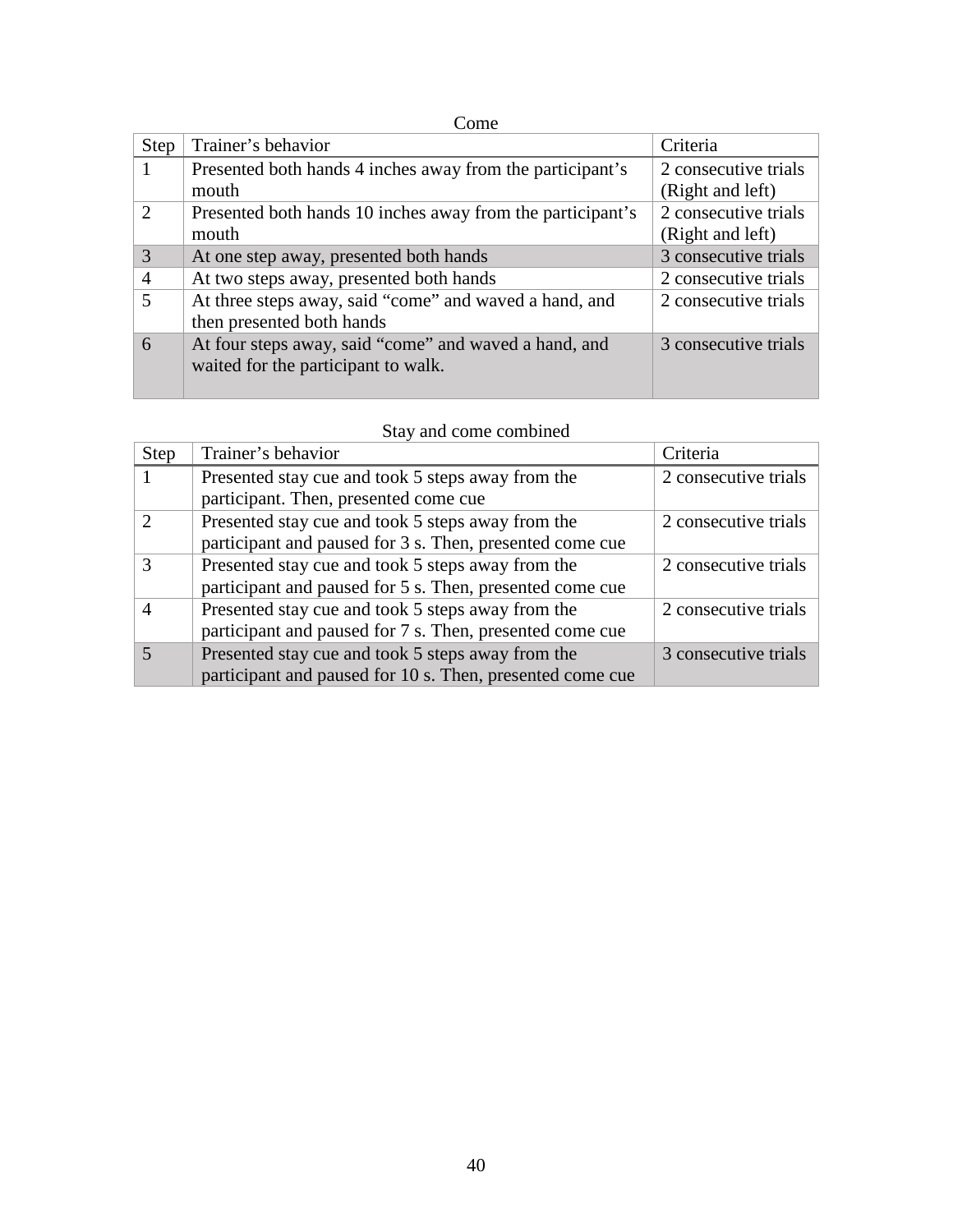Come

| Step | Trainer's behavior | Criteria |
|---|---|---|
| 1 | Presented both hands 4 inches away from the participant's mouth | 2 consecutive trials (Right and left) |
| 2 | Presented both hands 10 inches away from the participant's mouth | 2 consecutive trials (Right and left) |
| 3 | At one step away, presented both hands | 3 consecutive trials |
| 4 | At two steps away, presented both hands | 2 consecutive trials |
| 5 | At three steps away, said "come" and waved a hand, and then presented both hands | 2 consecutive trials |
| 6 | At four steps away, said "come" and waved a hand, and waited for the participant to walk. | 3 consecutive trials |

Stay and come combined

| Step | Trainer's behavior | Criteria |
|---|---|---|
| 1 | Presented stay cue and took 5 steps away from the participant. Then, presented come cue | 2 consecutive trials |
| 2 | Presented stay cue and took 5 steps away from the participant and paused for 3 s. Then, presented come cue | 2 consecutive trials |
| 3 | Presented stay cue and took 5 steps away from the participant and paused for 5 s. Then, presented come cue | 2 consecutive trials |
| 4 | Presented stay cue and took 5 steps away from the participant and paused for 7 s. Then, presented come cue | 2 consecutive trials |
| 5 | Presented stay cue and took 5 steps away from the participant and paused for 10 s. Then, presented come cue | 3 consecutive trials |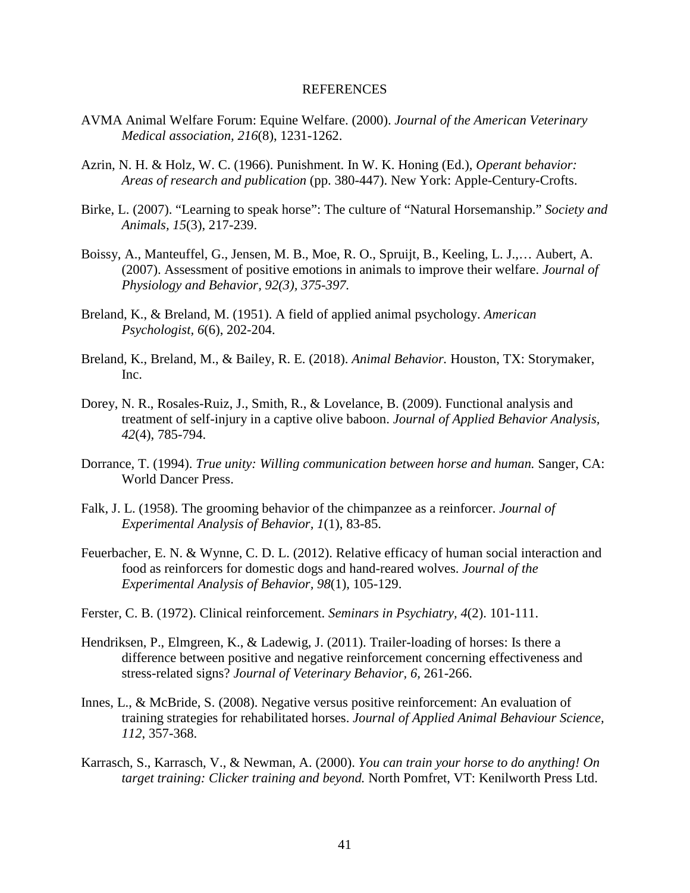# REFERENCES

AVMA Animal Welfare Forum: Equine Welfare. (2000). *Journal of the American Veterinary Medical association, 216*(8), 1231-1262.

Azrin, N. H. & Holz, W. C. (1966). Punishment. In W. K. Honing (Ed.), *Operant behavior: Areas of research and publication* (pp. 380-447). New York: Apple-Century-Crofts.

Birke, L. (2007). "Learning to speak horse": The culture of "Natural Horsemanship." *Society and Animals, 15*(3), 217-239.

Boissy, A., Manteuffel, G., Jensen, M. B., Moe, R. O., Spruijt, B., Keeling, L. J.,… Aubert, A. (2007). Assessment of positive emotions in animals to improve their welfare. *Journal of Physiology and Behavior, 92(3), 375-397.*

Breland, K., & Breland, M. (1951). A field of applied animal psychology. *American Psychologist, 6*(6), 202-204.

Breland, K., Breland, M., & Bailey, R. E. (2018). *Animal Behavior.* Houston, TX: Storymaker, Inc.

Dorey, N. R., Rosales-Ruiz, J., Smith, R., & Lovelance, B. (2009). Functional analysis and treatment of self-injury in a captive olive baboon. *Journal of Applied Behavior Analysis, 42*(4), 785-794.

Dorrance, T. (1994). *True unity: Willing communication between horse and human.* Sanger, CA: World Dancer Press.

Falk, J. L. (1958). The grooming behavior of the chimpanzee as a reinforcer. *Journal of Experimental Analysis of Behavior, 1*(1), 83-85.

Feuerbacher, E. N. & Wynne, C. D. L. (2012). Relative efficacy of human social interaction and food as reinforcers for domestic dogs and hand-reared wolves. *Journal of the Experimental Analysis of Behavior, 98*(1), 105-129.

Ferster, C. B. (1972). Clinical reinforcement. *Seminars in Psychiatry, 4*(2). 101-111.

Hendriksen, P., Elmgreen, K., & Ladewig, J. (2011). Trailer-loading of horses: Is there a difference between positive and negative reinforcement concerning effectiveness and stress-related signs? *Journal of Veterinary Behavior, 6,* 261-266.

Innes, L., & McBride, S. (2008). Negative versus positive reinforcement: An evaluation of training strategies for rehabilitated horses. *Journal of Applied Animal Behaviour Science, 112*, 357-368.

Karrasch, S., Karrasch, V., & Newman, A. (2000). *You can train your horse to do anything! On target training: Clicker training and beyond.* North Pomfret, VT: Kenilworth Press Ltd.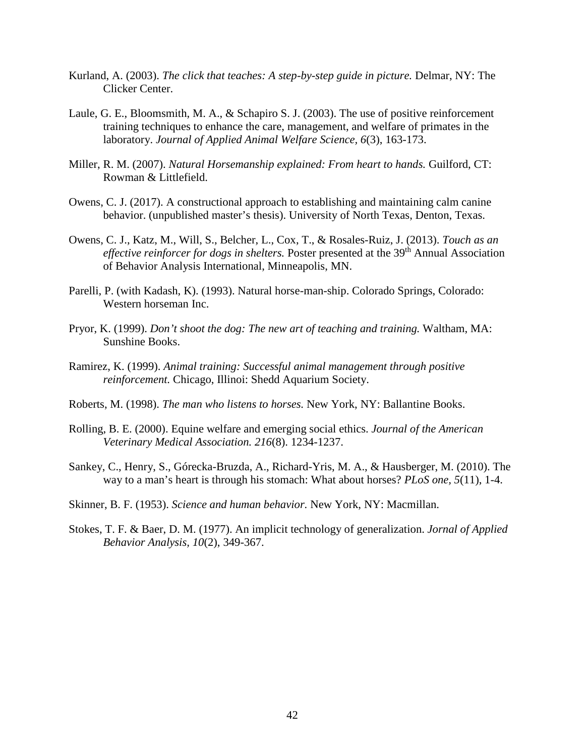Kurland, A. (2003). *The click that teaches: A step-by-step guide in picture.* Delmar, NY: The Clicker Center.

Laule, G. E., Bloomsmith, M. A., & Schapiro S. J. (2003). The use of positive reinforcement training techniques to enhance the care, management, and welfare of primates in the laboratory. *Journal of Applied Animal Welfare Science, 6*(3), 163-173.

Miller, R. M. (2007). *Natural Horsemanship explained: From heart to hands.* Guilford, CT: Rowman & Littlefield.

Owens, C. J. (2017). A constructional approach to establishing and maintaining calm canine behavior. (unpublished master's thesis). University of North Texas, Denton, Texas.

Owens, C. J., Katz, M., Will, S., Belcher, L., Cox, T., & Rosales-Ruiz, J. (2013). *Touch as an effective reinforcer for dogs in shelters.* Poster presented at the 39th Annual Association of Behavior Analysis International, Minneapolis, MN.

Parelli, P. (with Kadash, K). (1993). Natural horse-man-ship. Colorado Springs, Colorado: Western horseman Inc.

Pryor, K. (1999). *Don't shoot the dog: The new art of teaching and training.* Waltham, MA: Sunshine Books.

Ramirez, K. (1999). *Animal training: Successful animal management through positive reinforcement.* Chicago, Illinoi: Shedd Aquarium Society.

Roberts, M. (1998). *The man who listens to horses.* New York, NY: Ballantine Books.

Rolling, B. E. (2000). Equine welfare and emerging social ethics. *Journal of the American Veterinary Medical Association. 216*(8). 1234-1237.

Sankey, C., Henry, S., Górecka-Bruzda, A., Richard-Yris, M. A., & Hausberger, M. (2010). The way to a man's heart is through his stomach: What about horses? *PLoS one, 5*(11), 1-4.

Skinner, B. F. (1953). *Science and human behavior.* New York, NY: Macmillan.

Stokes, T. F. & Baer, D. M. (1977). An implicit technology of generalization. *Jornal of Applied Behavior Analysis, 10*(2), 349-367.